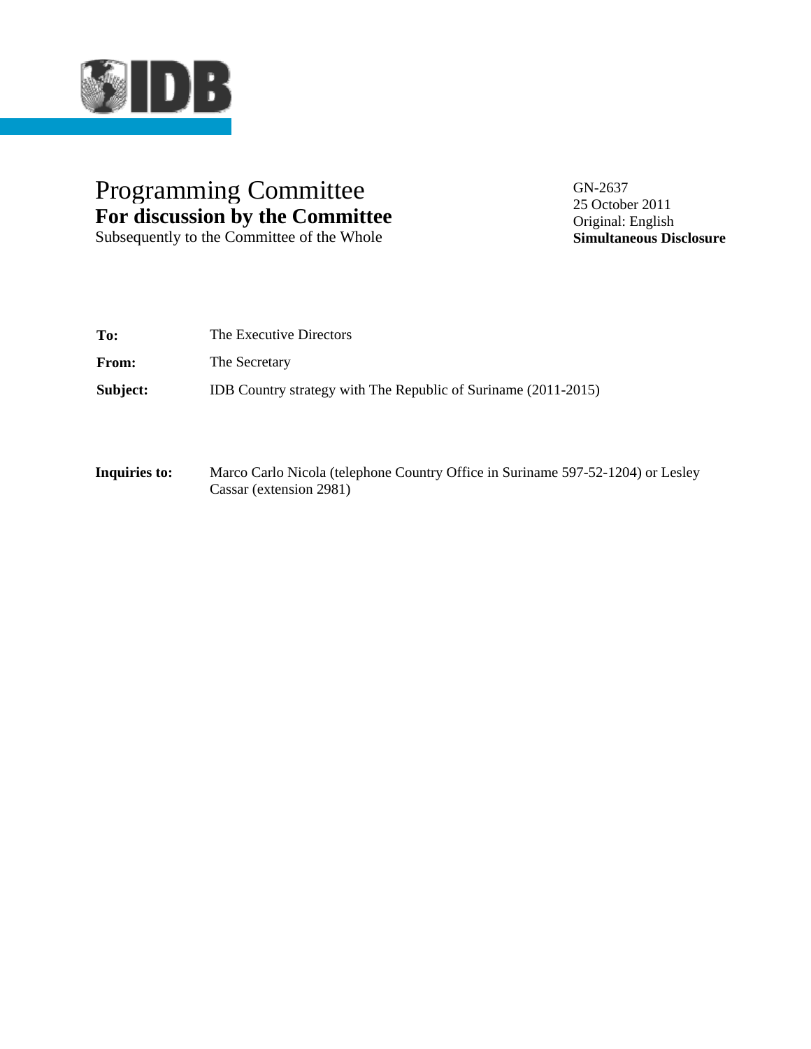IDB

# Programming Committee
**For discussion by the Committee**
Subsequently to the Committee of the Whole

GN-2637
25 October 2011
Original: English
**Simultaneous Disclosure**

**To:** The Executive Directors

**From:** The Secretary

**Subject:** IDB Country strategy with The Republic of Suriname (2011-2015)

**Inquiries to:** Marco Carlo Nicola (telephone Country Office in Suriname 597-52-1204) or Lesley Cassar (extension 2981)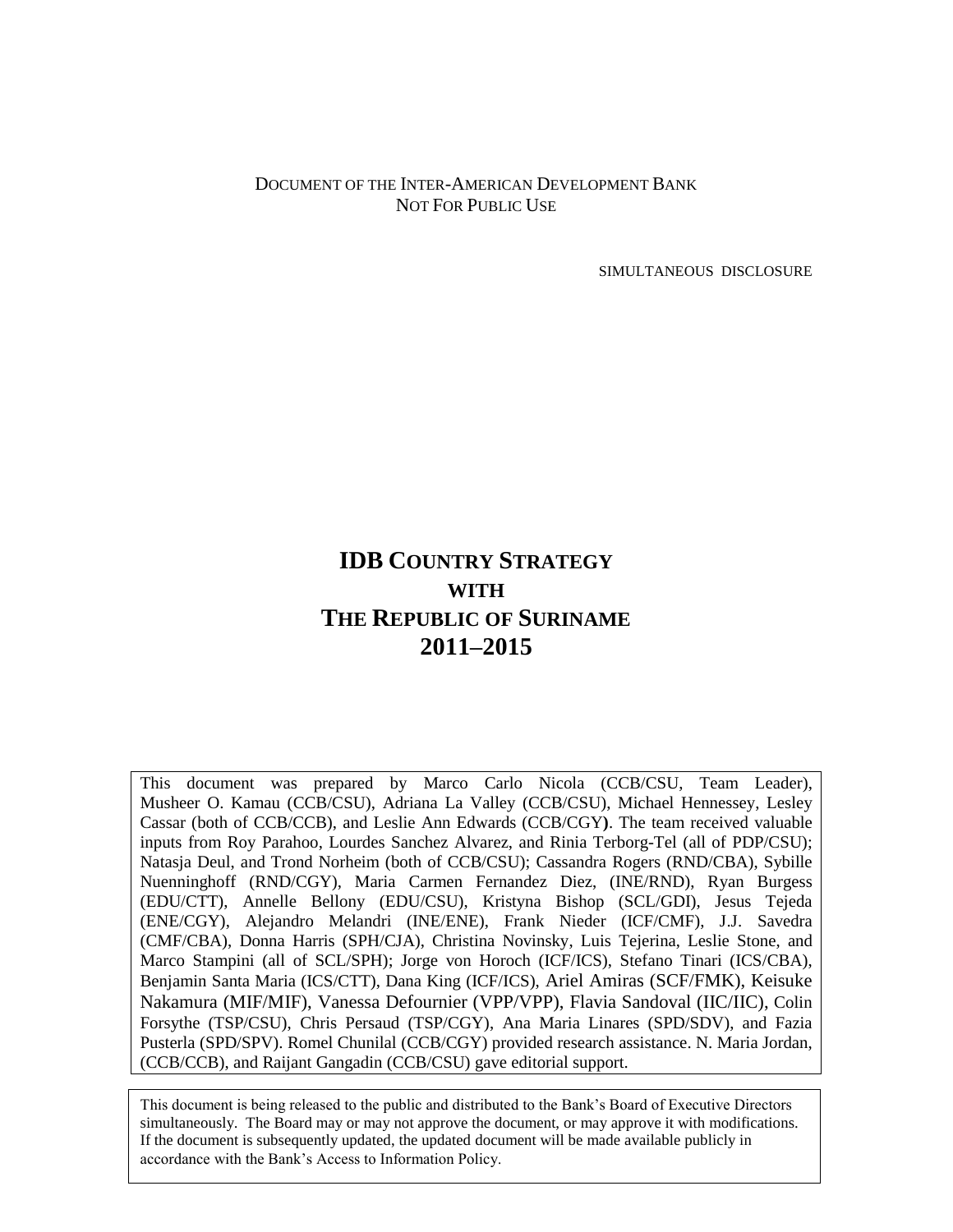DOCUMENT OF THE INTER-AMERICAN DEVELOPMENT BANK
NOT FOR PUBLIC USE

SIMULTANEOUS DISCLOSURE

# IDB COUNTRY STRATEGY WITH THE REPUBLIC OF SURINAME 2011–2015

This document was prepared by Marco Carlo Nicola (CCB/CSU, Team Leader), Musheer O. Kamau (CCB/CSU), Adriana La Valley (CCB/CSU), Michael Hennessey, Lesley Cassar (both of CCB/CCB), and Leslie Ann Edwards (CCB/CGY). The team received valuable inputs from Roy Parahoo, Lourdes Sanchez Alvarez, and Rinia Terborg-Tel (all of PDP/CSU); Natasja Deul, and Trond Norheim (both of CCB/CSU); Cassandra Rogers (RND/CBA), Sybille Nuenninghoff (RND/CGY), Maria Carmen Fernandez Diez, (INE/RND), Ryan Burgess (EDU/CTT), Annelle Bellony (EDU/CSU), Kristyna Bishop (SCL/GDI), Jesus Tejeda (ENE/CGY), Alejandro Melandri (INE/ENE), Frank Nieder (ICF/CMF), J.J. Savedra (CMF/CBA), Donna Harris (SPH/CJA), Christina Novinsky, Luis Tejerina, Leslie Stone, and Marco Stampini (all of SCL/SPH); Jorge von Horoch (ICF/ICS), Stefano Tinari (ICS/CBA), Benjamin Santa Maria (ICS/CTT), Dana King (ICF/ICS), Ariel Amiras (SCF/FMK), Keisuke Nakamura (MIF/MIF), Vanessa Defournier (VPP/VPP), Flavia Sandoval (IIC/IIC), Colin Forsythe (TSP/CSU), Chris Persaud (TSP/CGY), Ana Maria Linares (SPD/SDV), and Fazia Pusterla (SPD/SPV). Romel Chunilal (CCB/CGY) provided research assistance. N. Maria Jordan, (CCB/CCB), and Raijant Gangadin (CCB/CSU) gave editorial support.

This document is being released to the public and distributed to the Bank's Board of Executive Directors simultaneously. The Board may or may not approve the document, or may approve it with modifications. If the document is subsequently updated, the updated document will be made available publicly in accordance with the Bank's Access to Information Policy.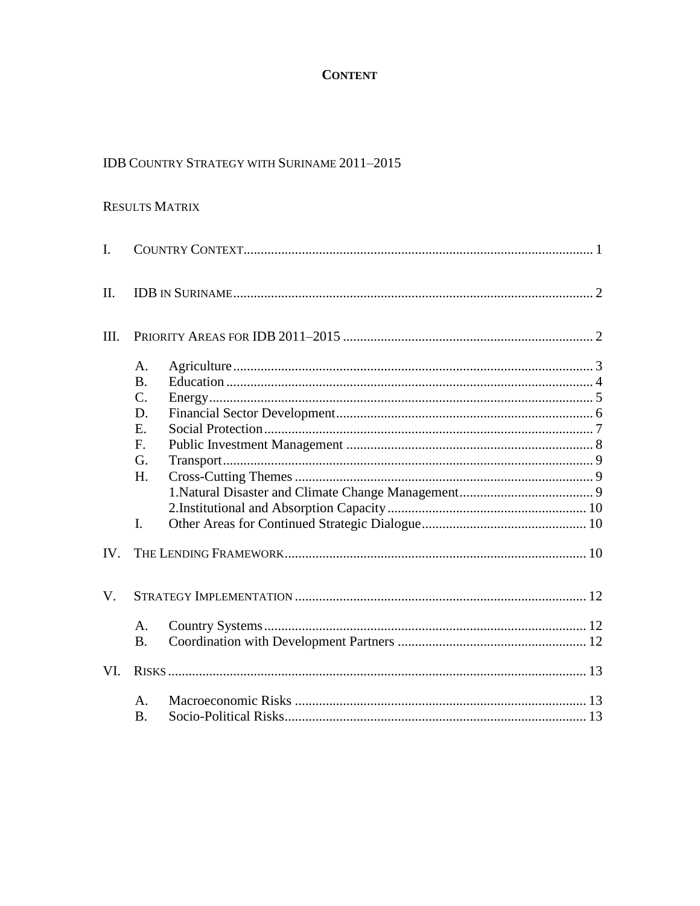# CONTENT

IDB COUNTRY STRATEGY WITH SURINAME 2011–2015

RESULTS MATRIX

I. COUNTRY CONTEXT ..... 1

II. IDB IN SURINAME ..... 2

III. PRIORITY AREAS FOR IDB 2011–2015 ..... 2

- A. Agriculture ..... 3
- B. Education ..... 4
- C. Energy ..... 5
- D. Financial Sector Development ..... 6
- E. Social Protection ..... 7
- F. Public Investment Management ..... 8
- G. Transport ..... 9
- H. Cross-Cutting Themes ..... 9
  - 1. Natural Disaster and Climate Change Management ..... 9
  - 2. Institutional and Absorption Capacity ..... 10
- I. Other Areas for Continued Strategic Dialogue ..... 10

IV. THE LENDING FRAMEWORK ..... 10

V. STRATEGY IMPLEMENTATION ..... 12

- A. Country Systems ..... 12
- B. Coordination with Development Partners ..... 12

VI. RISKS ..... 13

- A. Macroeconomic Risks ..... 13
- B. Socio-Political Risks ..... 13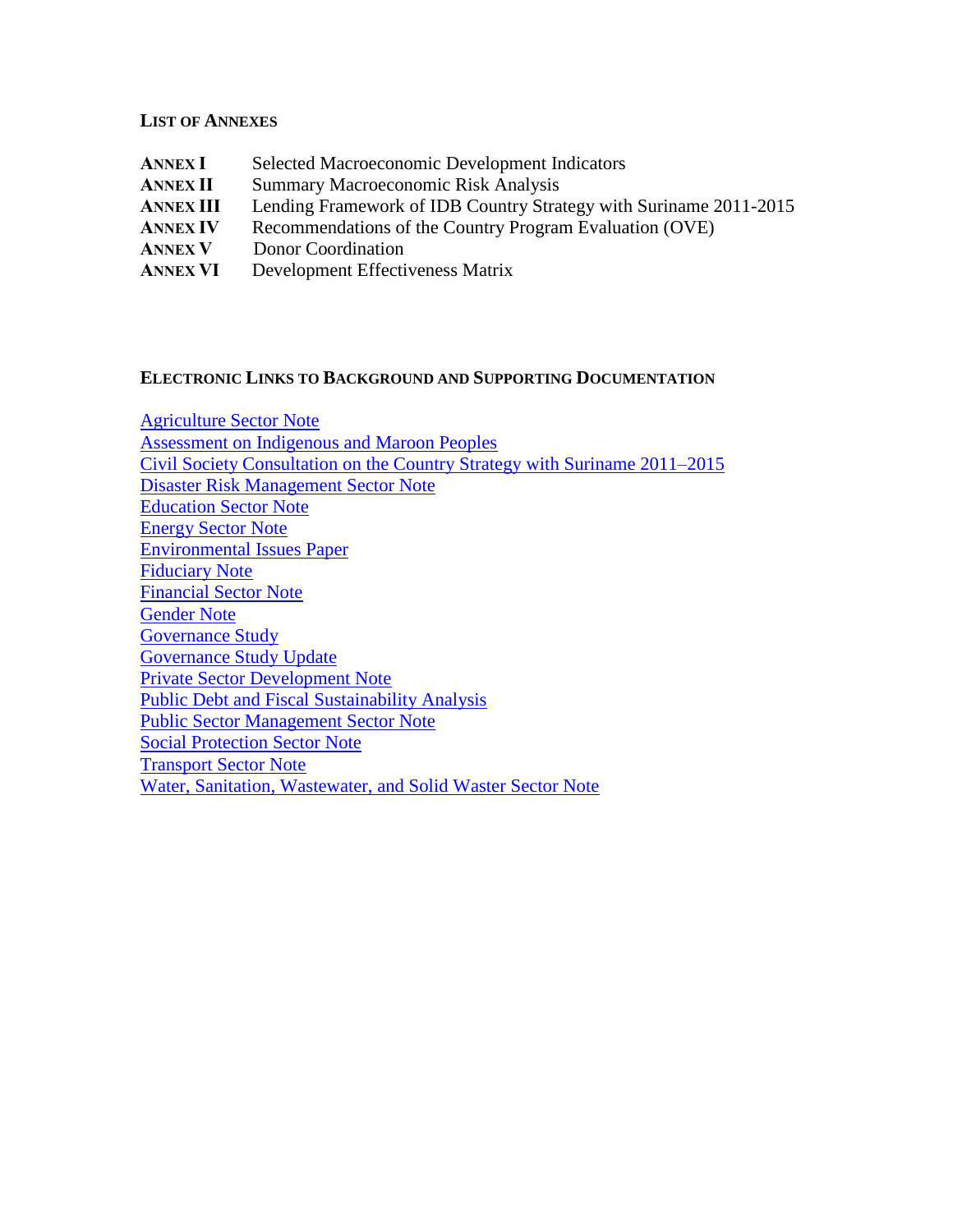**LIST OF ANNEXES**

| | |
|---|---|
| **ANNEX I** | Selected Macroeconomic Development Indicators |
| **ANNEX II** | Summary Macroeconomic Risk Analysis |
| **ANNEX III** | Lending Framework of IDB Country Strategy with Suriname 2011-2015 |
| **ANNEX IV** | Recommendations of the Country Program Evaluation (OVE) |
| **ANNEX V** | Donor Coordination |
| **ANNEX VI** | Development Effectiveness Matrix |

**ELECTRONIC LINKS TO BACKGROUND AND SUPPORTING DOCUMENTATION**

Agriculture Sector Note
Assessment on Indigenous and Maroon Peoples
Civil Society Consultation on the Country Strategy with Suriname 2011–2015
Disaster Risk Management Sector Note
Education Sector Note
Energy Sector Note
Environmental Issues Paper
Fiduciary Note
Financial Sector Note
Gender Note
Governance Study
Governance Study Update
Private Sector Development Note
Public Debt and Fiscal Sustainability Analysis
Public Sector Management Sector Note
Social Protection Sector Note
Transport Sector Note
Water, Sanitation, Wastewater, and Solid Waster Sector Note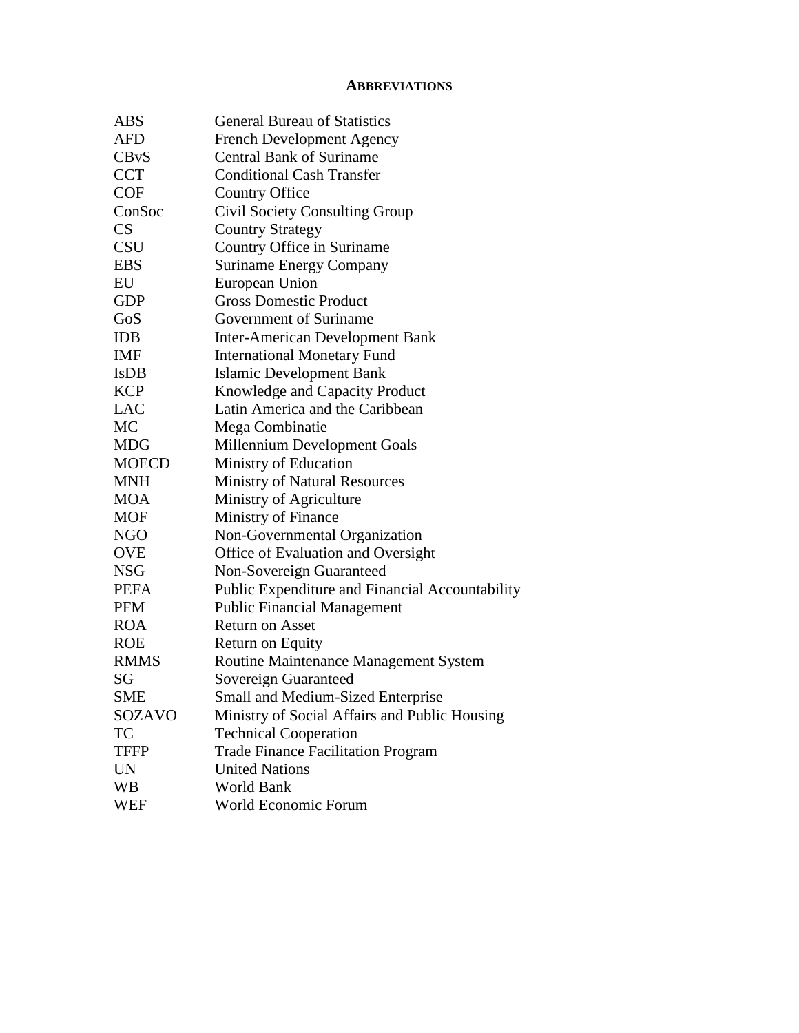# ABBREVIATIONS

| | |
|---|---|
| ABS | General Bureau of Statistics |
| AFD | French Development Agency |
| CBvS | Central Bank of Suriname |
| CCT | Conditional Cash Transfer |
| COF | Country Office |
| ConSoc | Civil Society Consulting Group |
| CS | Country Strategy |
| CSU | Country Office in Suriname |
| EBS | Suriname Energy Company |
| EU | European Union |
| GDP | Gross Domestic Product |
| GoS | Government of Suriname |
| IDB | Inter-American Development Bank |
| IMF | International Monetary Fund |
| IsDB | Islamic Development Bank |
| KCP | Knowledge and Capacity Product |
| LAC | Latin America and the Caribbean |
| MC | Mega Combinatie |
| MDG | Millennium Development Goals |
| MOECD | Ministry of Education |
| MNH | Ministry of Natural Resources |
| MOA | Ministry of Agriculture |
| MOF | Ministry of Finance |
| NGO | Non-Governmental Organization |
| OVE | Office of Evaluation and Oversight |
| NSG | Non-Sovereign Guaranteed |
| PEFA | Public Expenditure and Financial Accountability |
| PFM | Public Financial Management |
| ROA | Return on Asset |
| ROE | Return on Equity |
| RMMS | Routine Maintenance Management System |
| SG | Sovereign Guaranteed |
| SME | Small and Medium-Sized Enterprise |
| SOZAVO | Ministry of Social Affairs and Public Housing |
| TC | Technical Cooperation |
| TFFP | Trade Finance Facilitation Program |
| UN | United Nations |
| WB | World Bank |
| WEF | World Economic Forum |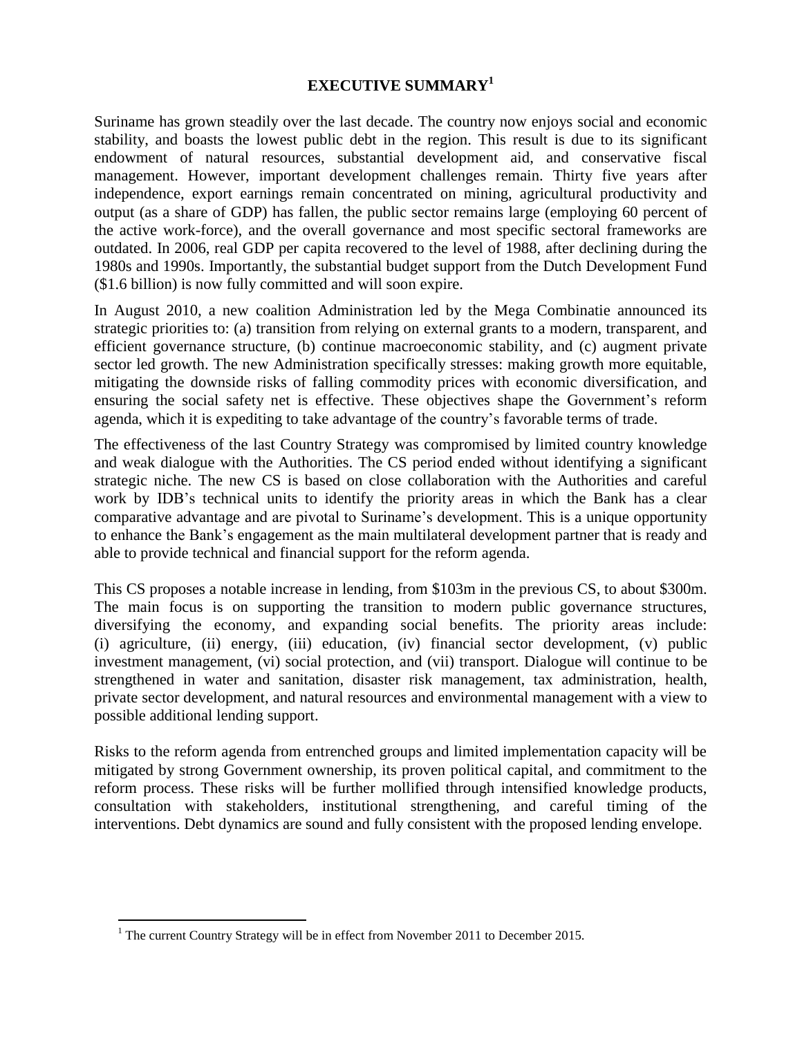# EXECUTIVE SUMMARY[1]

Suriname has grown steadily over the last decade. The country now enjoys social and economic stability, and boasts the lowest public debt in the region. This result is due to its significant endowment of natural resources, substantial development aid, and conservative fiscal management. However, important development challenges remain. Thirty five years after independence, export earnings remain concentrated on mining, agricultural productivity and output (as a share of GDP) has fallen, the public sector remains large (employing 60 percent of the active work-force), and the overall governance and most specific sectoral frameworks are outdated. In 2006, real GDP per capita recovered to the level of 1988, after declining during the 1980s and 1990s. Importantly, the substantial budget support from the Dutch Development Fund ($1.6 billion) is now fully committed and will soon expire.

In August 2010, a new coalition Administration led by the Mega Combinatie announced its strategic priorities to: (a) transition from relying on external grants to a modern, transparent, and efficient governance structure, (b) continue macroeconomic stability, and (c) augment private sector led growth. The new Administration specifically stresses: making growth more equitable, mitigating the downside risks of falling commodity prices with economic diversification, and ensuring the social safety net is effective. These objectives shape the Government's reform agenda, which it is expediting to take advantage of the country's favorable terms of trade.

The effectiveness of the last Country Strategy was compromised by limited country knowledge and weak dialogue with the Authorities. The CS period ended without identifying a significant strategic niche. The new CS is based on close collaboration with the Authorities and careful work by IDB's technical units to identify the priority areas in which the Bank has a clear comparative advantage and are pivotal to Suriname's development. This is a unique opportunity to enhance the Bank's engagement as the main multilateral development partner that is ready and able to provide technical and financial support for the reform agenda.

This CS proposes a notable increase in lending, from $103m in the previous CS, to about $300m. The main focus is on supporting the transition to modern public governance structures, diversifying the economy, and expanding social benefits. The priority areas include: (i) agriculture, (ii) energy, (iii) education, (iv) financial sector development, (v) public investment management, (vi) social protection, and (vii) transport. Dialogue will continue to be strengthened in water and sanitation, disaster risk management, tax administration, health, private sector development, and natural resources and environmental management with a view to possible additional lending support.

Risks to the reform agenda from entrenched groups and limited implementation capacity will be mitigated by strong Government ownership, its proven political capital, and commitment to the reform process. These risks will be further mollified through intensified knowledge products, consultation with stakeholders, institutional strengthening, and careful timing of the interventions. Debt dynamics are sound and fully consistent with the proposed lending envelope.

[1] The current Country Strategy will be in effect from November 2011 to December 2015.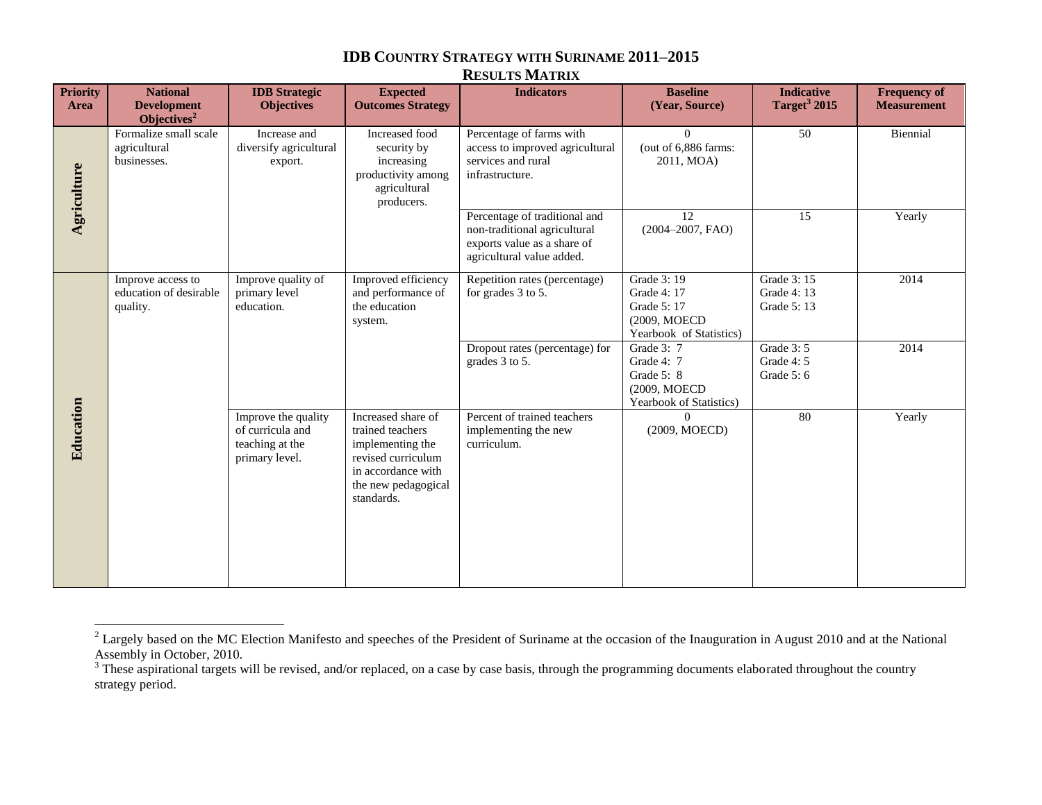# IDB Country Strategy with Suriname 2011–2015

## Results Matrix

| Priority Area | National Development Objectives[2] | IDB Strategic Objectives | Expected Outcomes Strategy | Indicators | Baseline (Year, Source) | Indicative Target[3] 2015 | Frequency of Measurement |
|---|---|---|---|---|---|---|---|
| Agriculture | Formalize small scale agricultural businesses. | Increase and diversify agricultural export. | Increased food security by increasing productivity among agricultural producers. | Percentage of farms with access to improved agricultural services and rural infrastructure. | 0 (out of 6,886 farms: 2011, MOA) | 50 | Biennial |
| | | | | Percentage of traditional and non-traditional agricultural exports value as a share of agricultural value added. | 12 (2004–2007, FAO) | 15 | Yearly |
| Education | Improve access to education of desirable quality. | Improve quality of primary level education. | Improved efficiency and performance of the education system. | Repetition rates (percentage) for grades 3 to 5. | Grade 3: 19<br>Grade 4: 17<br>Grade 5: 17<br>(2009, MOECD Yearbook of Statistics) | Grade 3: 15<br>Grade 4: 13<br>Grade 5: 13 | 2014 |
| | | | | Dropout rates (percentage) for grades 3 to 5. | Grade 3: 7<br>Grade 4: 7<br>Grade 5: 8<br>(2009, MOECD Yearbook of Statistics) | Grade 3: 5<br>Grade 4: 5<br>Grade 5: 6 | 2014 |
| | | Improve the quality of curricula and teaching at the primary level. | Increased share of trained teachers implementing the revised curriculum in accordance with the new pedagogical standards. | Percent of trained teachers implementing the new curriculum. | 0 (2009, MOECD) | 80 | Yearly |

[2] Largely based on the MC Election Manifesto and speeches of the President of Suriname at the occasion of the Inauguration in August 2010 and at the National Assembly in October, 2010.

[3] These aspirational targets will be revised, and/or replaced, on a case by case basis, through the programming documents elaborated throughout the country strategy period.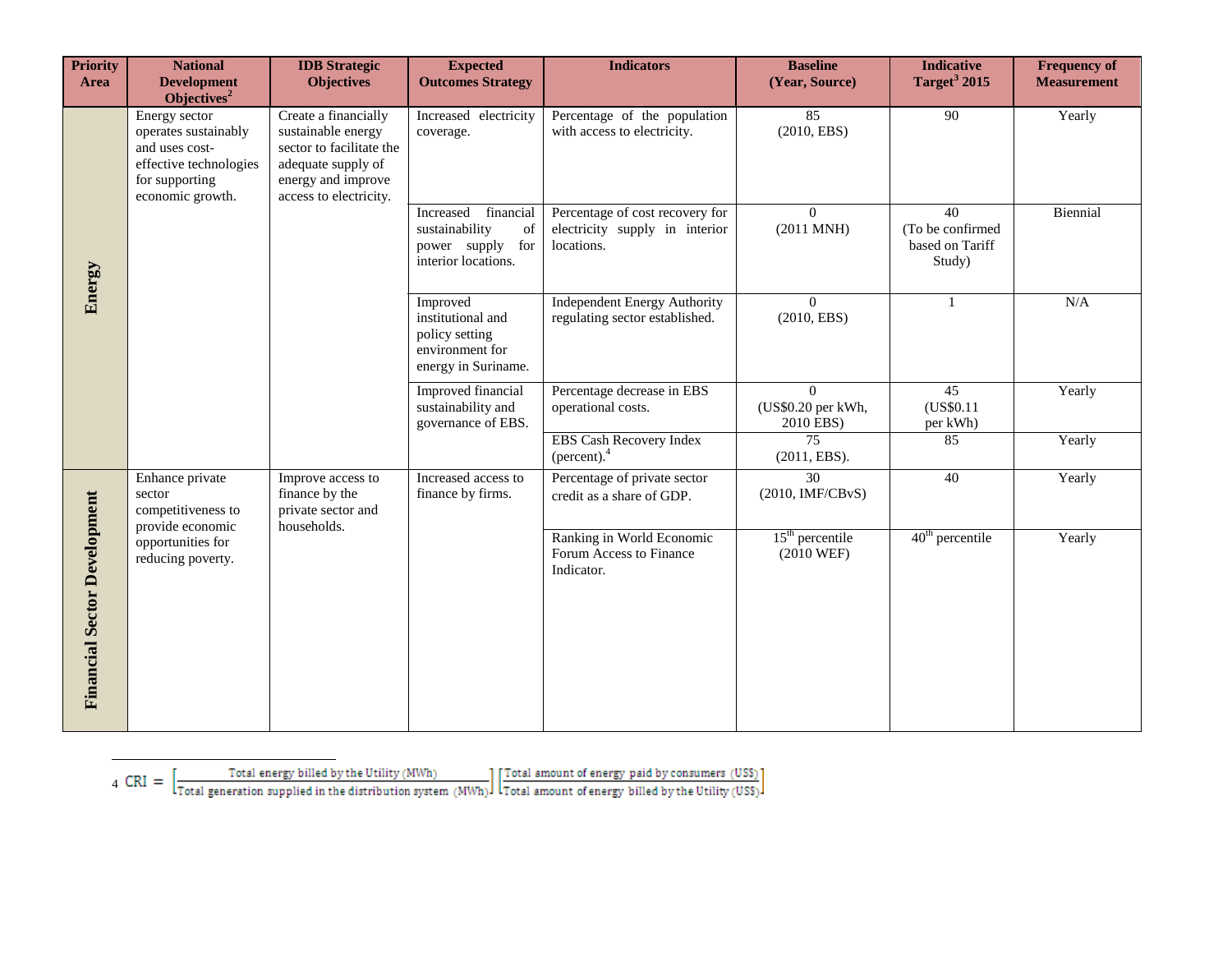| Priority Area | National Development Objectives[2] | IDB Strategic Objectives | Expected Outcomes Strategy | Indicators | Baseline (Year, Source) | Indicative Target[3] 2015 | Frequency of Measurement |
|---|---|---|---|---|---|---|---|
| Energy | Energy sector operates sustainably and uses cost-effective technologies for supporting economic growth. | Create a financially sustainable energy sector to facilitate the adequate supply of energy and improve access to electricity. | Increased electricity coverage. | Percentage of the population with access to electricity. | 85 (2010, EBS) | 90 | Yearly |
| | | | Increased financial sustainability of power supply for interior locations. | Percentage of cost recovery for electricity supply in interior locations. | 0 (2011 MNH) | 40 (To be confirmed based on Tariff Study) | Biennial |
| | | | Improved institutional and policy setting environment for energy in Suriname. | Independent Energy Authority regulating sector established. | 0 (2010, EBS) | 1 | N/A |
| | | | Improved financial sustainability and governance of EBS. | Percentage decrease in EBS operational costs. | 0 (US$0.20 per kWh, 2010 EBS) | 45 (US$0.11 per kWh) | Yearly |
| | | | | EBS Cash Recovery Index (percent).[4] | 75 (2011, EBS). | 85 | Yearly |
| Financial Sector Development | Enhance private sector competitiveness to provide economic opportunities for reducing poverty. | Improve access to finance by the private sector and households. | Increased access to finance by firms. | Percentage of private sector credit as a share of GDP. | 30 (2010, IMF/CBvS) | 40 | Yearly |
| | | | | Ranking in World Economic Forum Access to Finance Indicator. | 15th percentile (2010 WEF) | 40th percentile | Yearly |

---

[4] $CRI = \left[\frac{\text{Total energy billed by the Utility (MWh)}}{\text{Total generation supplied in the distribution system (MWh)}}\right]\left[\frac{\text{Total amount of energy paid by consumers (US\$)}}{\text{Total amount of energy billed by the Utility (US\$)}}\right]$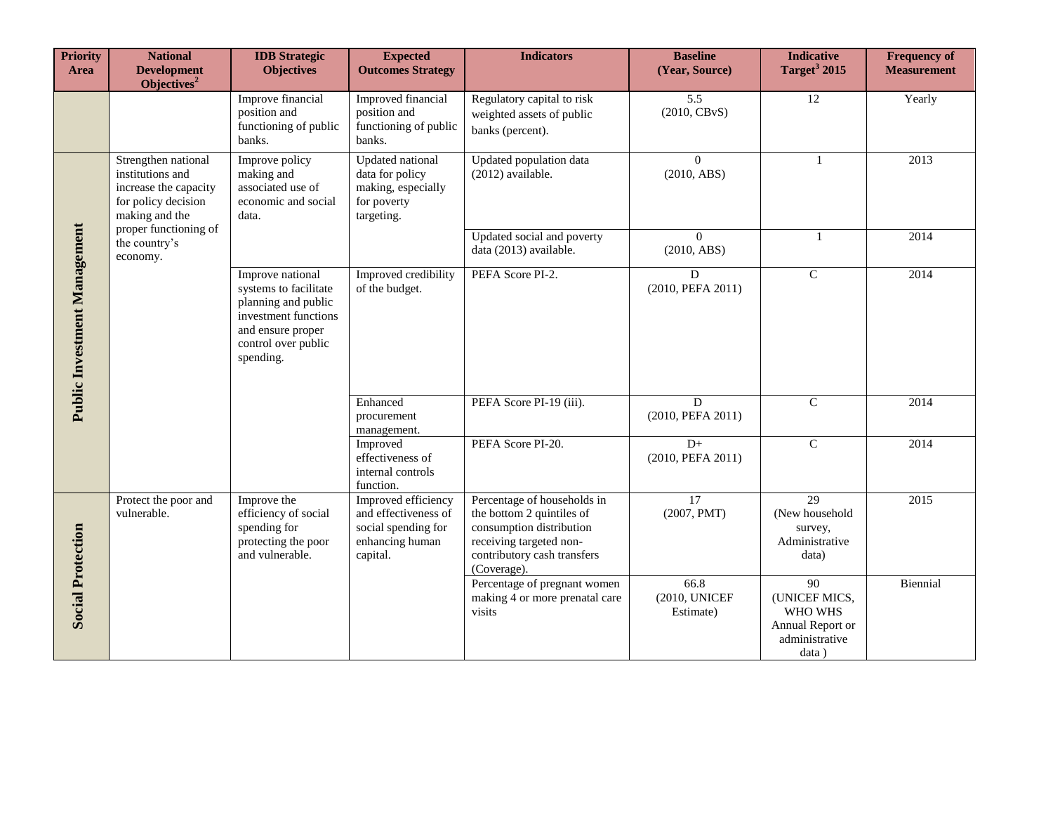| Priority Area | National Development Objectives[2] | IDB Strategic Objectives | Expected Outcomes Strategy | Indicators | Baseline (Year, Source) | Indicative Target[3] 2015 | Frequency of Measurement |
|---|---|---|---|---|---|---|---|
| | | Improve financial position and functioning of public banks. | Improved financial position and functioning of public banks. | Regulatory capital to risk weighted assets of public banks (percent). | 5.5 (2010, CBvS) | 12 | Yearly |
| Public Investment Management | Strengthen national institutions and increase the capacity for policy decision making and the proper functioning of the country's economy. | Improve policy making and associated use of economic and social data. | Updated national data for policy making, especially for poverty targeting. | Updated population data (2012) available. | 0 (2010, ABS) | 1 | 2013 |
| | | | | Updated social and poverty data (2013) available. | 0 (2010, ABS) | 1 | 2014 |
| | | Improve national systems to facilitate planning and public investment functions and ensure proper control over public spending. | Improved credibility of the budget. | PEFA Score PI-2. | D (2010, PEFA 2011) | C | 2014 |
| | | | Enhanced procurement management. | PEFA Score PI-19 (iii). | D (2010, PEFA 2011) | C | 2014 |
| | | | Improved effectiveness of internal controls function. | PEFA Score PI-20. | D+ (2010, PEFA 2011) | C | 2014 |
| Social Protection | Protect the poor and vulnerable. | Improve the efficiency of social spending for protecting the poor and vulnerable. | Improved efficiency and effectiveness of social spending for enhancing human capital. | Percentage of households in the bottom 2 quintiles of consumption distribution receiving targeted non-contributory cash transfers (Coverage). | 17 (2007, PMT) | 29 (New household survey, Administrative data) | 2015 |
| | | | | Percentage of pregnant women making 4 or more prenatal care visits | 66.8 (2010, UNICEF Estimate) | 90 (UNICEF MICS, WHO WHS Annual Report or administrative data ) | Biennial |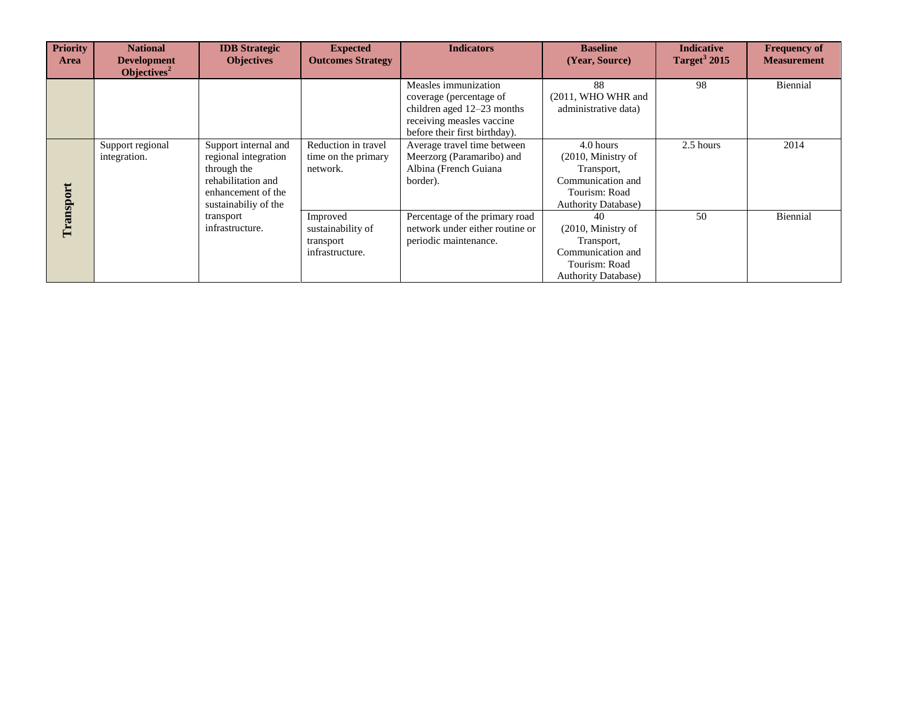| Priority Area | National Development Objectives[2] | IDB Strategic Objectives | Expected Outcomes Strategy | Indicators | Baseline (Year, Source) | Indicative Target[3] 2015 | Frequency of Measurement |
|---|---|---|---|---|---|---|---|
| | | | | Measles immunization coverage (percentage of children aged 12–23 months receiving measles vaccine before their first birthday). | 88 (2011, WHO WHR and administrative data) | 98 | Biennial |
| Transport | Support regional integration. | Support internal and regional integration through the rehabilitation and enhancement of the sustainabiliy of the transport infrastructure. | Reduction in travel time on the primary network. | Average travel time between Meerzorg (Paramaribo) and Albina (French Guiana border). | 4.0 hours (2010, Ministry of Transport, Communication and Tourism: Road Authority Database) | 2.5 hours | 2014 |
| | | | Improved sustainability of transport infrastructure. | Percentage of the primary road network under either routine or periodic maintenance. | 40 (2010, Ministry of Transport, Communication and Tourism: Road Authority Database) | 50 | Biennial |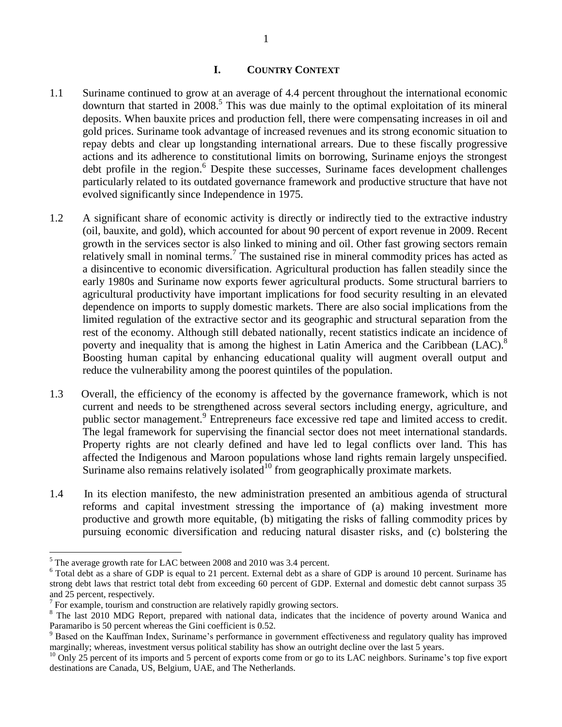# I. COUNTRY CONTEXT

1.1 Suriname continued to grow at an average of 4.4 percent throughout the international economic downturn that started in 2008.[5] This was due mainly to the optimal exploitation of its mineral deposits. When bauxite prices and production fell, there were compensating increases in oil and gold prices. Suriname took advantage of increased revenues and its strong economic situation to repay debts and clear up longstanding international arrears. Due to these fiscally progressive actions and its adherence to constitutional limits on borrowing, Suriname enjoys the strongest debt profile in the region.[6] Despite these successes, Suriname faces development challenges particularly related to its outdated governance framework and productive structure that have not evolved significantly since Independence in 1975.

1.2 A significant share of economic activity is directly or indirectly tied to the extractive industry (oil, bauxite, and gold), which accounted for about 90 percent of export revenue in 2009. Recent growth in the services sector is also linked to mining and oil. Other fast growing sectors remain relatively small in nominal terms.[7] The sustained rise in mineral commodity prices has acted as a disincentive to economic diversification. Agricultural production has fallen steadily since the early 1980s and Suriname now exports fewer agricultural products. Some structural barriers to agricultural productivity have important implications for food security resulting in an elevated dependence on imports to supply domestic markets. There are also social implications from the limited regulation of the extractive sector and its geographic and structural separation from the rest of the economy. Although still debated nationally, recent statistics indicate an incidence of poverty and inequality that is among the highest in Latin America and the Caribbean (LAC).[8] Boosting human capital by enhancing educational quality will augment overall output and reduce the vulnerability among the poorest quintiles of the population.

1.3 Overall, the efficiency of the economy is affected by the governance framework, which is not current and needs to be strengthened across several sectors including energy, agriculture, and public sector management.[9] Entrepreneurs face excessive red tape and limited access to credit. The legal framework for supervising the financial sector does not meet international standards. Property rights are not clearly defined and have led to legal conflicts over land. This has affected the Indigenous and Maroon populations whose land rights remain largely unspecified. Suriname also remains relatively isolated[10] from geographically proximate markets.

1.4 In its election manifesto, the new administration presented an ambitious agenda of structural reforms and capital investment stressing the importance of (a) making investment more productive and growth more equitable, (b) mitigating the risks of falling commodity prices by pursuing economic diversification and reducing natural disaster risks, and (c) bolstering the

---

[5] The average growth rate for LAC between 2008 and 2010 was 3.4 percent.

[6] Total debt as a share of GDP is equal to 21 percent. External debt as a share of GDP is around 10 percent. Suriname has strong debt laws that restrict total debt from exceeding 60 percent of GDP. External and domestic debt cannot surpass 35 and 25 percent, respectively.

[7] For example, tourism and construction are relatively rapidly growing sectors.

[8] The last 2010 MDG Report, prepared with national data, indicates that the incidence of poverty around Wanica and Paramaribo is 50 percent whereas the Gini coefficient is 0.52.

[9] Based on the Kauffman Index, Suriname's performance in government effectiveness and regulatory quality has improved marginally; whereas, investment versus political stability has show an outright decline over the last 5 years.

[10] Only 25 percent of its imports and 5 percent of exports come from or go to its LAC neighbors. Suriname's top five export destinations are Canada, US, Belgium, UAE, and The Netherlands.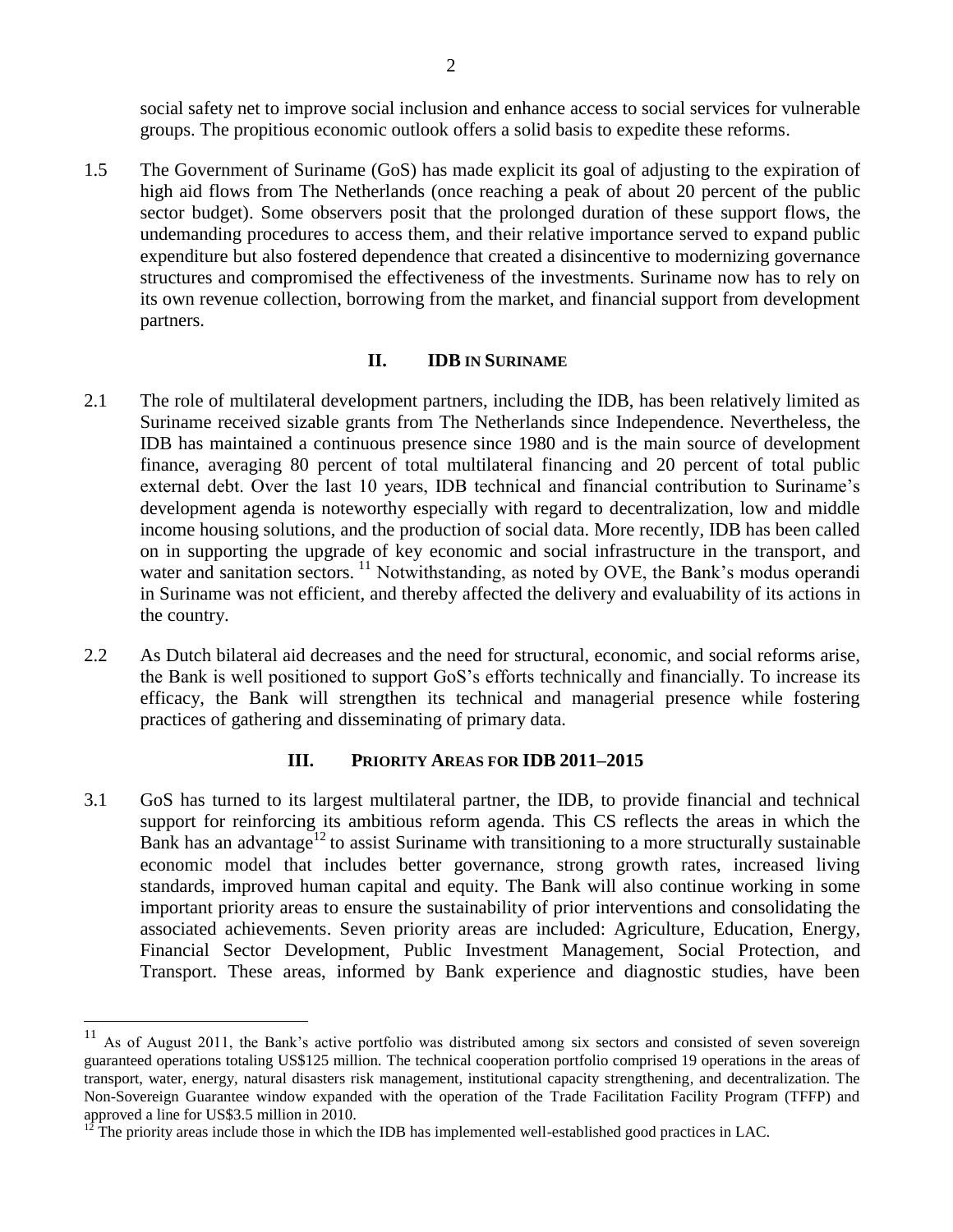social safety net to improve social inclusion and enhance access to social services for vulnerable groups. The propitious economic outlook offers a solid basis to expedite these reforms.

1.5 The Government of Suriname (GoS) has made explicit its goal of adjusting to the expiration of high aid flows from The Netherlands (once reaching a peak of about 20 percent of the public sector budget). Some observers posit that the prolonged duration of these support flows, the undemanding procedures to access them, and their relative importance served to expand public expenditure but also fostered dependence that created a disincentive to modernizing governance structures and compromised the effectiveness of the investments. Suriname now has to rely on its own revenue collection, borrowing from the market, and financial support from development partners.

## II. IDB IN SURINAME

2.1 The role of multilateral development partners, including the IDB, has been relatively limited as Suriname received sizable grants from The Netherlands since Independence. Nevertheless, the IDB has maintained a continuous presence since 1980 and is the main source of development finance, averaging 80 percent of total multilateral financing and 20 percent of total public external debt. Over the last 10 years, IDB technical and financial contribution to Suriname's development agenda is noteworthy especially with regard to decentralization, low and middle income housing solutions, and the production of social data. More recently, IDB has been called on in supporting the upgrade of key economic and social infrastructure in the transport, and water and sanitation sectors. [11] Notwithstanding, as noted by OVE, the Bank's modus operandi in Suriname was not efficient, and thereby affected the delivery and evaluability of its actions in the country.

2.2 As Dutch bilateral aid decreases and the need for structural, economic, and social reforms arise, the Bank is well positioned to support GoS's efforts technically and financially. To increase its efficacy, the Bank will strengthen its technical and managerial presence while fostering practices of gathering and disseminating of primary data.

## III. PRIORITY AREAS FOR IDB 2011–2015

3.1 GoS has turned to its largest multilateral partner, the IDB, to provide financial and technical support for reinforcing its ambitious reform agenda. This CS reflects the areas in which the Bank has an advantage[12] to assist Suriname with transitioning to a more structurally sustainable economic model that includes better governance, strong growth rates, increased living standards, improved human capital and equity. The Bank will also continue working in some important priority areas to ensure the sustainability of prior interventions and consolidating the associated achievements. Seven priority areas are included: Agriculture, Education, Energy, Financial Sector Development, Public Investment Management, Social Protection, and Transport. These areas, informed by Bank experience and diagnostic studies, have been

---

[11] As of August 2011, the Bank's active portfolio was distributed among six sectors and consisted of seven sovereign guaranteed operations totaling US$125 million. The technical cooperation portfolio comprised 19 operations in the areas of transport, water, energy, natural disasters risk management, institutional capacity strengthening, and decentralization. The Non-Sovereign Guarantee window expanded with the operation of the Trade Facilitation Facility Program (TFFP) and approved a line for US$3.5 million in 2010.

[12] The priority areas include those in which the IDB has implemented well-established good practices in LAC.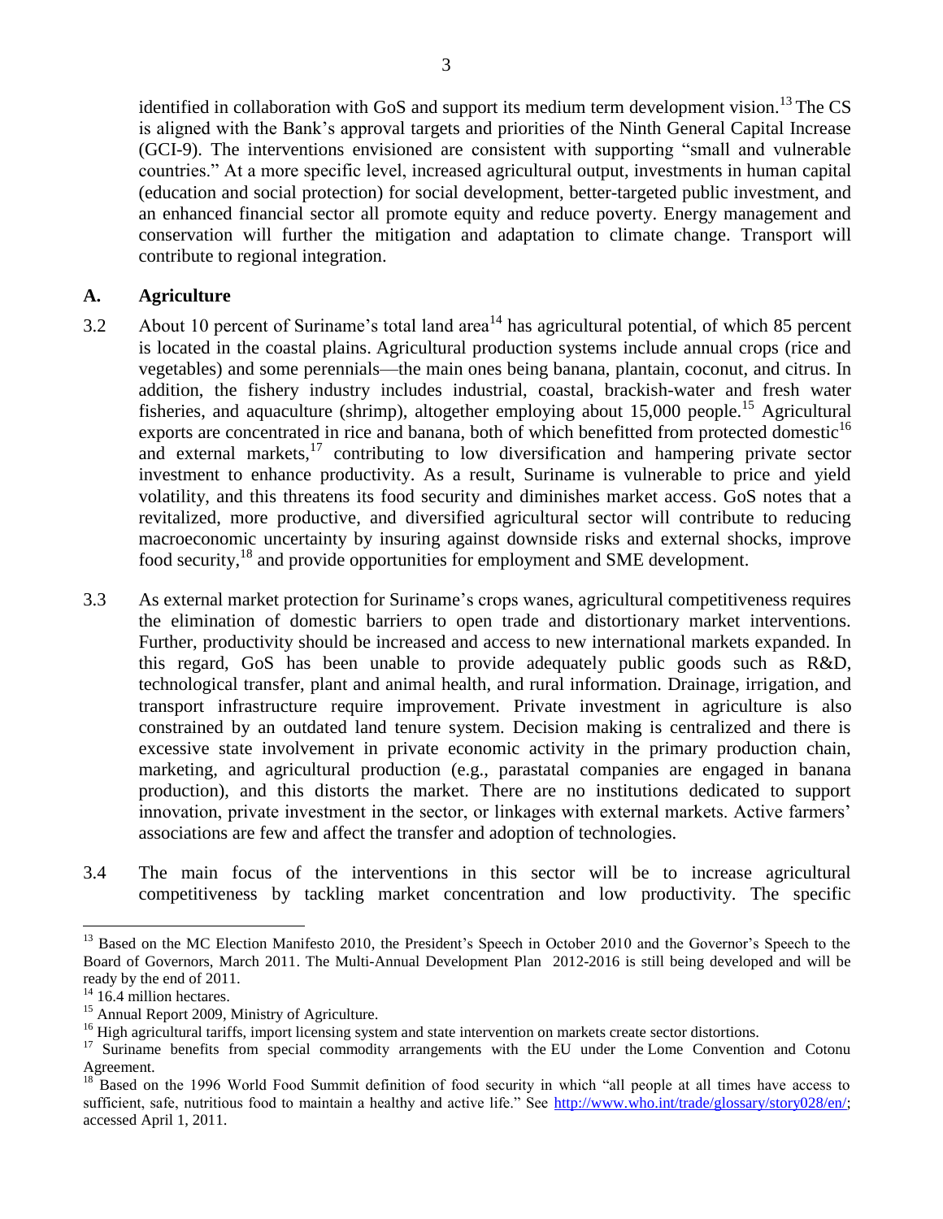identified in collaboration with GoS and support its medium term development vision.[13] The CS is aligned with the Bank's approval targets and priorities of the Ninth General Capital Increase (GCI-9). The interventions envisioned are consistent with supporting "small and vulnerable countries." At a more specific level, increased agricultural output, investments in human capital (education and social protection) for social development, better-targeted public investment, and an enhanced financial sector all promote equity and reduce poverty. Energy management and conservation will further the mitigation and adaptation to climate change. Transport will contribute to regional integration.

## A. Agriculture

3.2 About 10 percent of Suriname's total land area[14] has agricultural potential, of which 85 percent is located in the coastal plains. Agricultural production systems include annual crops (rice and vegetables) and some perennials—the main ones being banana, plantain, coconut, and citrus. In addition, the fishery industry includes industrial, coastal, brackish-water and fresh water fisheries, and aquaculture (shrimp), altogether employing about 15,000 people.[15] Agricultural exports are concentrated in rice and banana, both of which benefitted from protected domestic[16] and external markets,[17] contributing to low diversification and hampering private sector investment to enhance productivity. As a result, Suriname is vulnerable to price and yield volatility, and this threatens its food security and diminishes market access. GoS notes that a revitalized, more productive, and diversified agricultural sector will contribute to reducing macroeconomic uncertainty by insuring against downside risks and external shocks, improve food security,[18] and provide opportunities for employment and SME development.

3.3 As external market protection for Suriname's crops wanes, agricultural competitiveness requires the elimination of domestic barriers to open trade and distortionary market interventions. Further, productivity should be increased and access to new international markets expanded. In this regard, GoS has been unable to provide adequately public goods such as R&D, technological transfer, plant and animal health, and rural information. Drainage, irrigation, and transport infrastructure require improvement. Private investment in agriculture is also constrained by an outdated land tenure system. Decision making is centralized and there is excessive state involvement in private economic activity in the primary production chain, marketing, and agricultural production (e.g., parastatal companies are engaged in banana production), and this distorts the market. There are no institutions dedicated to support innovation, private investment in the sector, or linkages with external markets. Active farmers' associations are few and affect the transfer and adoption of technologies.

3.4 The main focus of the interventions in this sector will be to increase agricultural competitiveness by tackling market concentration and low productivity. The specific

---

[13] Based on the MC Election Manifesto 2010, the President's Speech in October 2010 and the Governor's Speech to the Board of Governors, March 2011. The Multi-Annual Development Plan 2012-2016 is still being developed and will be ready by the end of 2011.

[14] 16.4 million hectares.

[15] Annual Report 2009, Ministry of Agriculture.

[16] High agricultural tariffs, import licensing system and state intervention on markets create sector distortions.

[17] Suriname benefits from special commodity arrangements with the EU under the Lome Convention and Cotonu Agreement.

[18] Based on the 1996 World Food Summit definition of food security in which "all people at all times have access to sufficient, safe, nutritious food to maintain a healthy and active life." See http://www.who.int/trade/glossary/story028/en/; accessed April 1, 2011.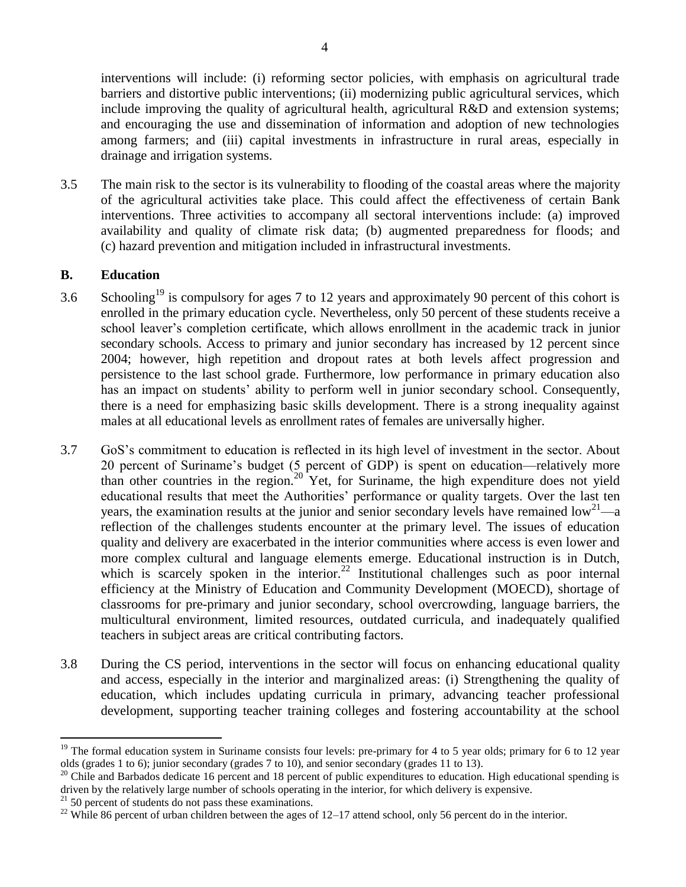interventions will include: (i) reforming sector policies, with emphasis on agricultural trade barriers and distortive public interventions; (ii) modernizing public agricultural services, which include improving the quality of agricultural health, agricultural R&D and extension systems; and encouraging the use and dissemination of information and adoption of new technologies among farmers; and (iii) capital investments in infrastructure in rural areas, especially in drainage and irrigation systems.

3.5 The main risk to the sector is its vulnerability to flooding of the coastal areas where the majority of the agricultural activities take place. This could affect the effectiveness of certain Bank interventions. Three activities to accompany all sectoral interventions include: (a) improved availability and quality of climate risk data; (b) augmented preparedness for floods; and (c) hazard prevention and mitigation included in infrastructural investments.

## B. Education

3.6 Schooling[19] is compulsory for ages 7 to 12 years and approximately 90 percent of this cohort is enrolled in the primary education cycle. Nevertheless, only 50 percent of these students receive a school leaver's completion certificate, which allows enrollment in the academic track in junior secondary schools. Access to primary and junior secondary has increased by 12 percent since 2004; however, high repetition and dropout rates at both levels affect progression and persistence to the last school grade. Furthermore, low performance in primary education also has an impact on students' ability to perform well in junior secondary school. Consequently, there is a need for emphasizing basic skills development. There is a strong inequality against males at all educational levels as enrollment rates of females are universally higher.

3.7 GoS's commitment to education is reflected in its high level of investment in the sector. About 20 percent of Suriname's budget (5 percent of GDP) is spent on education—relatively more than other countries in the region.[20] Yet, for Suriname, the high expenditure does not yield educational results that meet the Authorities' performance or quality targets. Over the last ten years, the examination results at the junior and senior secondary levels have remained low[21]—a reflection of the challenges students encounter at the primary level. The issues of education quality and delivery are exacerbated in the interior communities where access is even lower and more complex cultural and language elements emerge. Educational instruction is in Dutch, which is scarcely spoken in the interior.[22] Institutional challenges such as poor internal efficiency at the Ministry of Education and Community Development (MOECD), shortage of classrooms for pre-primary and junior secondary, school overcrowding, language barriers, the multicultural environment, limited resources, outdated curricula, and inadequately qualified teachers in subject areas are critical contributing factors.

3.8 During the CS period, interventions in the sector will focus on enhancing educational quality and access, especially in the interior and marginalized areas: (i) Strengthening the quality of education, which includes updating curricula in primary, advancing teacher professional development, supporting teacher training colleges and fostering accountability at the school

---

[19] The formal education system in Suriname consists four levels: pre-primary for 4 to 5 year olds; primary for 6 to 12 year olds (grades 1 to 6); junior secondary (grades 7 to 10), and senior secondary (grades 11 to 13).

[20] Chile and Barbados dedicate 16 percent and 18 percent of public expenditures to education. High educational spending is driven by the relatively large number of schools operating in the interior, for which delivery is expensive.

[21] 50 percent of students do not pass these examinations.

[22] While 86 percent of urban children between the ages of 12–17 attend school, only 56 percent do in the interior.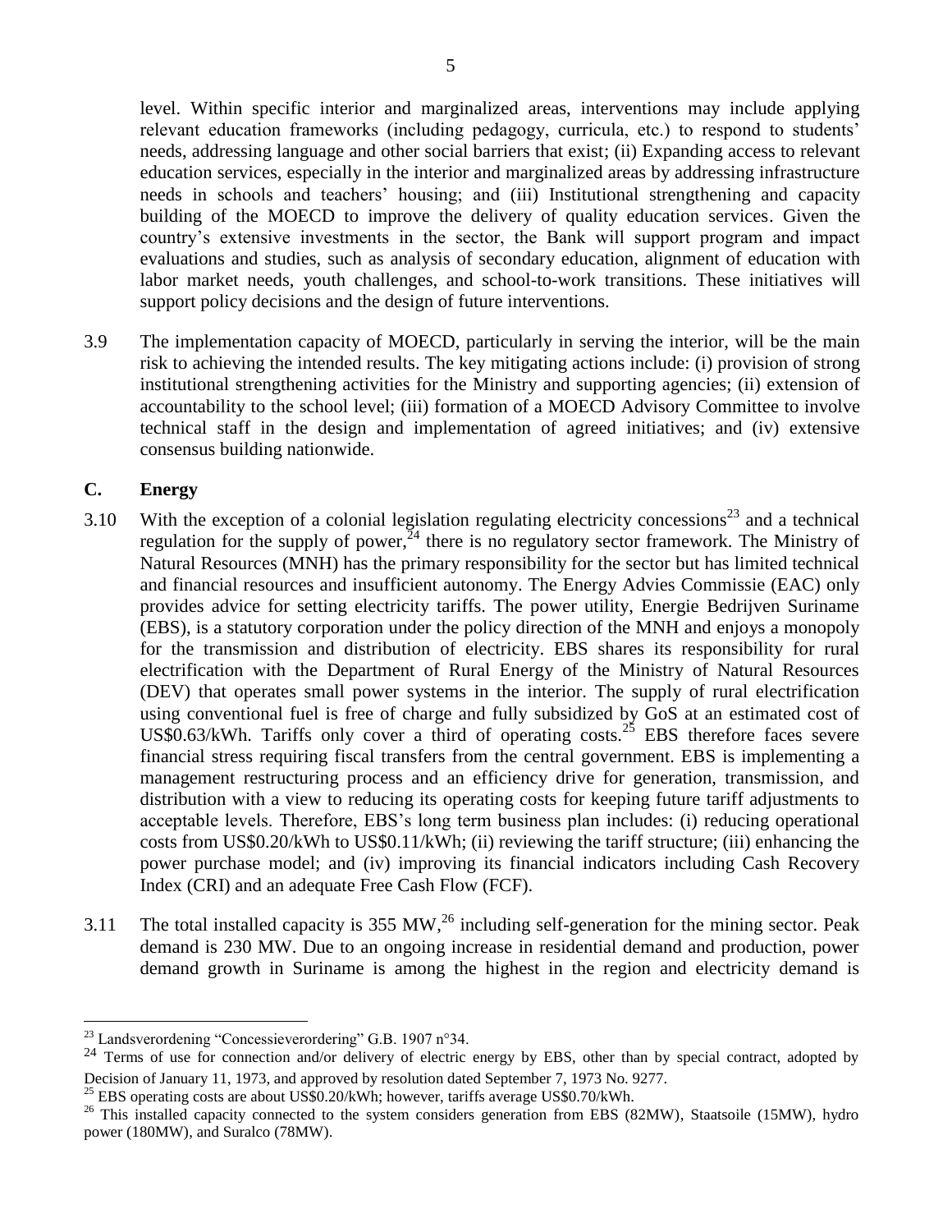level. Within specific interior and marginalized areas, interventions may include applying relevant education frameworks (including pedagogy, curricula, etc.) to respond to students' needs, addressing language and other social barriers that exist; (ii) Expanding access to relevant education services, especially in the interior and marginalized areas by addressing infrastructure needs in schools and teachers' housing; and (iii) Institutional strengthening and capacity building of the MOECD to improve the delivery of quality education services. Given the country's extensive investments in the sector, the Bank will support program and impact evaluations and studies, such as analysis of secondary education, alignment of education with labor market needs, youth challenges, and school-to-work transitions. These initiatives will support policy decisions and the design of future interventions.

3.9 The implementation capacity of MOECD, particularly in serving the interior, will be the main risk to achieving the intended results. The key mitigating actions include: (i) provision of strong institutional strengthening activities for the Ministry and supporting agencies; (ii) extension of accountability to the school level; (iii) formation of a MOECD Advisory Committee to involve technical staff in the design and implementation of agreed initiatives; and (iv) extensive consensus building nationwide.

## C. Energy

3.10 With the exception of a colonial legislation regulating electricity concessions[23] and a technical regulation for the supply of power,[24] there is no regulatory sector framework. The Ministry of Natural Resources (MNH) has the primary responsibility for the sector but has limited technical and financial resources and insufficient autonomy. The Energy Advies Commissie (EAC) only provides advice for setting electricity tariffs. The power utility, Energie Bedrijven Suriname (EBS), is a statutory corporation under the policy direction of the MNH and enjoys a monopoly for the transmission and distribution of electricity. EBS shares its responsibility for rural electrification with the Department of Rural Energy of the Ministry of Natural Resources (DEV) that operates small power systems in the interior. The supply of rural electrification using conventional fuel is free of charge and fully subsidized by GoS at an estimated cost of US$0.63/kWh. Tariffs only cover a third of operating costs.[25] EBS therefore faces severe financial stress requiring fiscal transfers from the central government. EBS is implementing a management restructuring process and an efficiency drive for generation, transmission, and distribution with a view to reducing its operating costs for keeping future tariff adjustments to acceptable levels. Therefore, EBS's long term business plan includes: (i) reducing operational costs from US$0.20/kWh to US$0.11/kWh; (ii) reviewing the tariff structure; (iii) enhancing the power purchase model; and (iv) improving its financial indicators including Cash Recovery Index (CRI) and an adequate Free Cash Flow (FCF).

3.11 The total installed capacity is 355 MW,[26] including self-generation for the mining sector. Peak demand is 230 MW. Due to an ongoing increase in residential demand and production, power demand growth in Suriname is among the highest in the region and electricity demand is

---

[23] Landsverordening "Concessieverordering" G.B. 1907 n°34.

[24] Terms of use for connection and/or delivery of electric energy by EBS, other than by special contract, adopted by Decision of January 11, 1973, and approved by resolution dated September 7, 1973 No. 9277.

[25] EBS operating costs are about US$0.20/kWh; however, tariffs average US$0.70/kWh.

[26] This installed capacity connected to the system considers generation from EBS (82MW), Staatsoile (15MW), hydro power (180MW), and Suralco (78MW).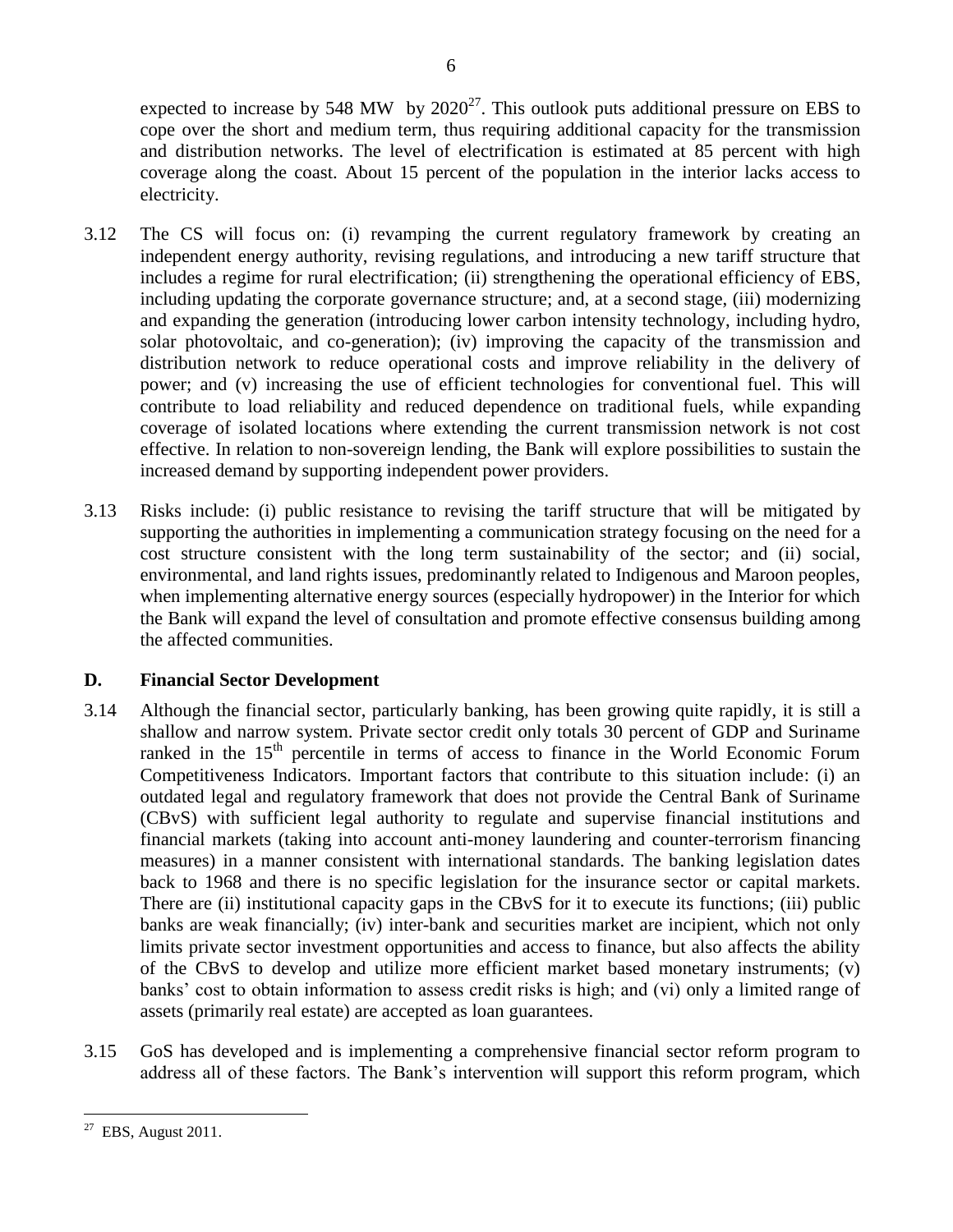expected to increase by 548 MW by 2020[27]. This outlook puts additional pressure on EBS to cope over the short and medium term, thus requiring additional capacity for the transmission and distribution networks. The level of electrification is estimated at 85 percent with high coverage along the coast. About 15 percent of the population in the interior lacks access to electricity.

3.12 The CS will focus on: (i) revamping the current regulatory framework by creating an independent energy authority, revising regulations, and introducing a new tariff structure that includes a regime for rural electrification; (ii) strengthening the operational efficiency of EBS, including updating the corporate governance structure; and, at a second stage, (iii) modernizing and expanding the generation (introducing lower carbon intensity technology, including hydro, solar photovoltaic, and co-generation); (iv) improving the capacity of the transmission and distribution network to reduce operational costs and improve reliability in the delivery of power; and (v) increasing the use of efficient technologies for conventional fuel. This will contribute to load reliability and reduced dependence on traditional fuels, while expanding coverage of isolated locations where extending the current transmission network is not cost effective. In relation to non-sovereign lending, the Bank will explore possibilities to sustain the increased demand by supporting independent power providers.

3.13 Risks include: (i) public resistance to revising the tariff structure that will be mitigated by supporting the authorities in implementing a communication strategy focusing on the need for a cost structure consistent with the long term sustainability of the sector; and (ii) social, environmental, and land rights issues, predominantly related to Indigenous and Maroon peoples, when implementing alternative energy sources (especially hydropower) in the Interior for which the Bank will expand the level of consultation and promote effective consensus building among the affected communities.

## D. Financial Sector Development

3.14 Although the financial sector, particularly banking, has been growing quite rapidly, it is still a shallow and narrow system. Private sector credit only totals 30 percent of GDP and Suriname ranked in the 15th percentile in terms of access to finance in the World Economic Forum Competitiveness Indicators. Important factors that contribute to this situation include: (i) an outdated legal and regulatory framework that does not provide the Central Bank of Suriname (CBvS) with sufficient legal authority to regulate and supervise financial institutions and financial markets (taking into account anti-money laundering and counter-terrorism financing measures) in a manner consistent with international standards. The banking legislation dates back to 1968 and there is no specific legislation for the insurance sector or capital markets. There are (ii) institutional capacity gaps in the CBvS for it to execute its functions; (iii) public banks are weak financially; (iv) inter-bank and securities market are incipient, which not only limits private sector investment opportunities and access to finance, but also affects the ability of the CBvS to develop and utilize more efficient market based monetary instruments; (v) banks' cost to obtain information to assess credit risks is high; and (vi) only a limited range of assets (primarily real estate) are accepted as loan guarantees.

3.15 GoS has developed and is implementing a comprehensive financial sector reform program to address all of these factors. The Bank's intervention will support this reform program, which

[27] EBS, August 2011.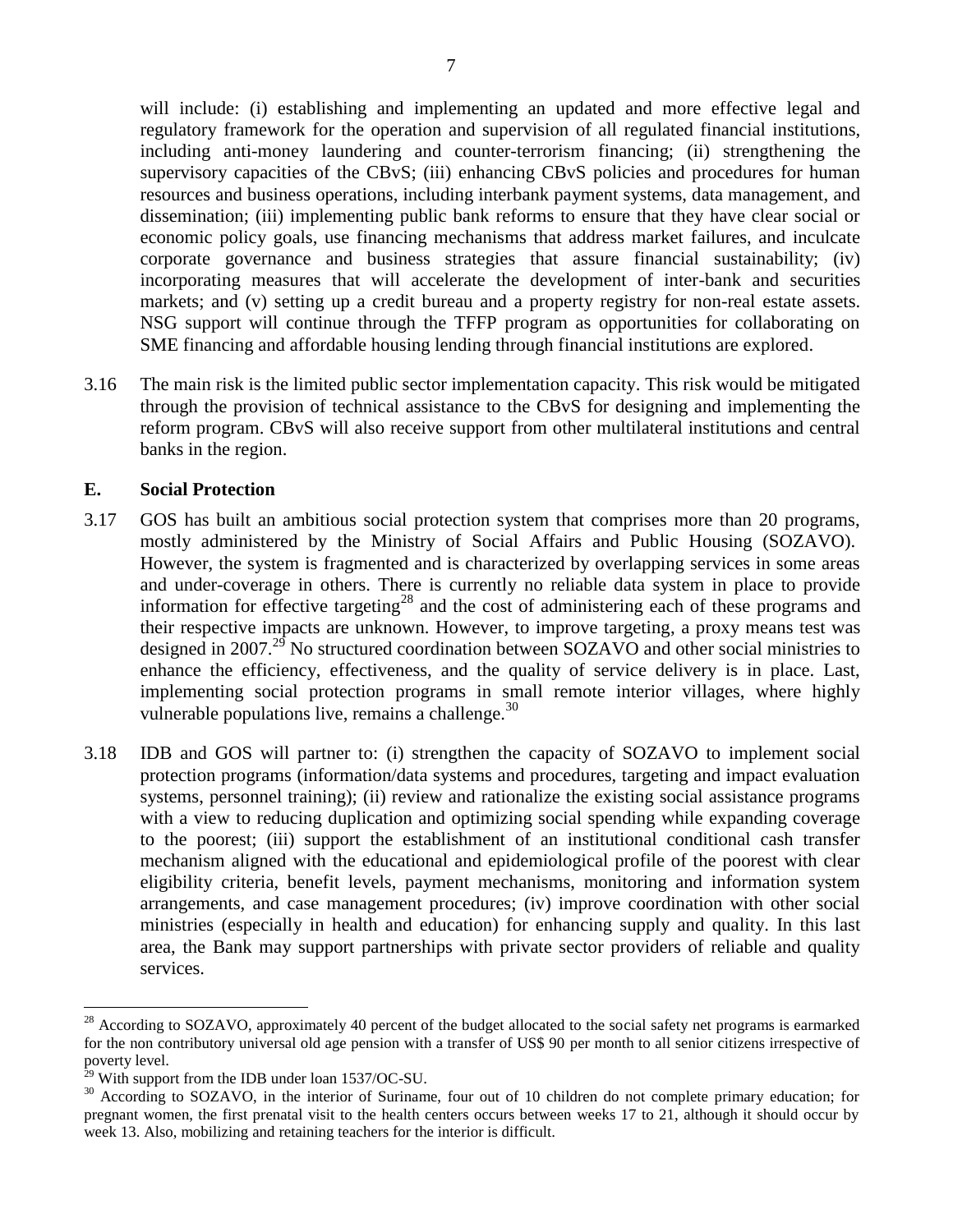will include: (i) establishing and implementing an updated and more effective legal and regulatory framework for the operation and supervision of all regulated financial institutions, including anti-money laundering and counter-terrorism financing; (ii) strengthening the supervisory capacities of the CBvS; (iii) enhancing CBvS policies and procedures for human resources and business operations, including interbank payment systems, data management, and dissemination; (iii) implementing public bank reforms to ensure that they have clear social or economic policy goals, use financing mechanisms that address market failures, and inculcate corporate governance and business strategies that assure financial sustainability; (iv) incorporating measures that will accelerate the development of inter-bank and securities markets; and (v) setting up a credit bureau and a property registry for non-real estate assets. NSG support will continue through the TFFP program as opportunities for collaborating on SME financing and affordable housing lending through financial institutions are explored.

3.16 The main risk is the limited public sector implementation capacity. This risk would be mitigated through the provision of technical assistance to the CBvS for designing and implementing the reform program. CBvS will also receive support from other multilateral institutions and central banks in the region.

## E. Social Protection

3.17 GOS has built an ambitious social protection system that comprises more than 20 programs, mostly administered by the Ministry of Social Affairs and Public Housing (SOZAVO). However, the system is fragmented and is characterized by overlapping services in some areas and under-coverage in others. There is currently no reliable data system in place to provide information for effective targeting[28] and the cost of administering each of these programs and their respective impacts are unknown. However, to improve targeting, a proxy means test was designed in 2007.[29] No structured coordination between SOZAVO and other social ministries to enhance the efficiency, effectiveness, and the quality of service delivery is in place. Last, implementing social protection programs in small remote interior villages, where highly vulnerable populations live, remains a challenge.[30]

3.18 IDB and GOS will partner to: (i) strengthen the capacity of SOZAVO to implement social protection programs (information/data systems and procedures, targeting and impact evaluation systems, personnel training); (ii) review and rationalize the existing social assistance programs with a view to reducing duplication and optimizing social spending while expanding coverage to the poorest; (iii) support the establishment of an institutional conditional cash transfer mechanism aligned with the educational and epidemiological profile of the poorest with clear eligibility criteria, benefit levels, payment mechanisms, monitoring and information system arrangements, and case management procedures; (iv) improve coordination with other social ministries (especially in health and education) for enhancing supply and quality. In this last area, the Bank may support partnerships with private sector providers of reliable and quality services.

---

[28] According to SOZAVO, approximately 40 percent of the budget allocated to the social safety net programs is earmarked for the non contributory universal old age pension with a transfer of US$ 90 per month to all senior citizens irrespective of poverty level.

[29] With support from the IDB under loan 1537/OC-SU.

[30] According to SOZAVO, in the interior of Suriname, four out of 10 children do not complete primary education; for pregnant women, the first prenatal visit to the health centers occurs between weeks 17 to 21, although it should occur by week 13. Also, mobilizing and retaining teachers for the interior is difficult.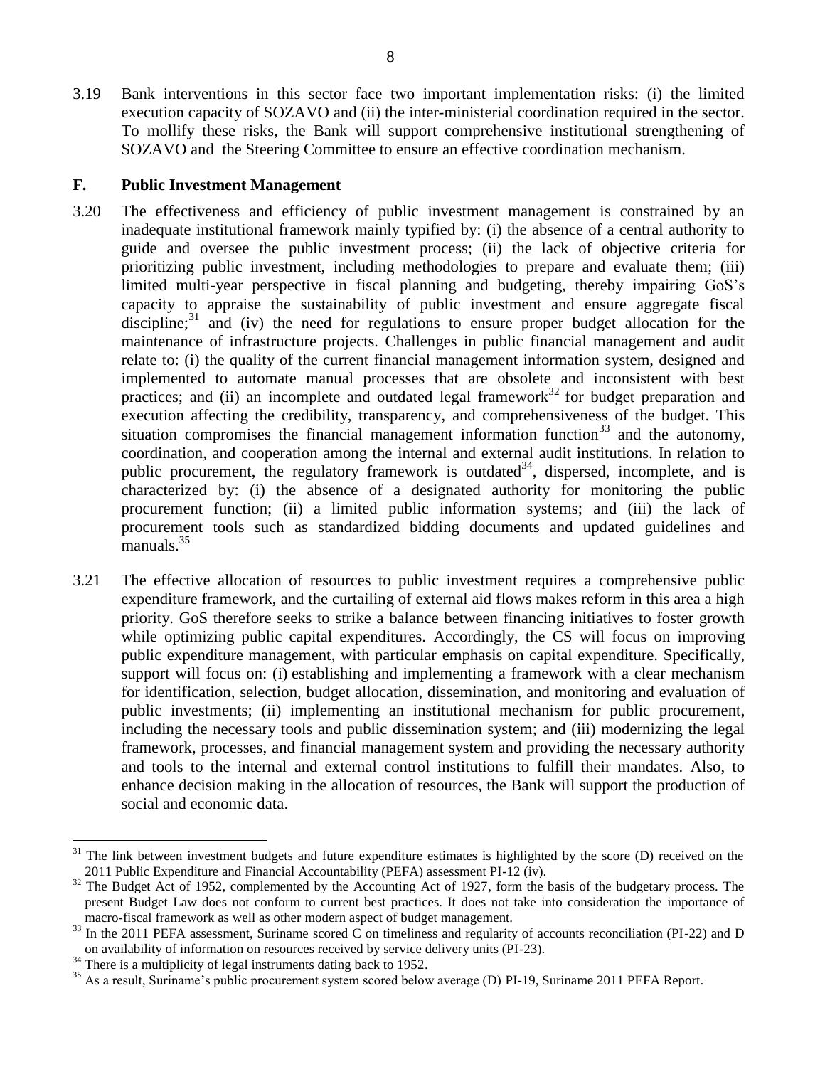3.19 Bank interventions in this sector face two important implementation risks: (i) the limited execution capacity of SOZAVO and (ii) the inter-ministerial coordination required in the sector. To mollify these risks, the Bank will support comprehensive institutional strengthening of SOZAVO and the Steering Committee to ensure an effective coordination mechanism.

## F. Public Investment Management

3.20 The effectiveness and efficiency of public investment management is constrained by an inadequate institutional framework mainly typified by: (i) the absence of a central authority to guide and oversee the public investment process; (ii) the lack of objective criteria for prioritizing public investment, including methodologies to prepare and evaluate them; (iii) limited multi-year perspective in fiscal planning and budgeting, thereby impairing GoS's capacity to appraise the sustainability of public investment and ensure aggregate fiscal discipline;[31] and (iv) the need for regulations to ensure proper budget allocation for the maintenance of infrastructure projects. Challenges in public financial management and audit relate to: (i) the quality of the current financial management information system, designed and implemented to automate manual processes that are obsolete and inconsistent with best practices; and (ii) an incomplete and outdated legal framework[32] for budget preparation and execution affecting the credibility, transparency, and comprehensiveness of the budget. This situation compromises the financial management information function[33] and the autonomy, coordination, and cooperation among the internal and external audit institutions. In relation to public procurement, the regulatory framework is outdated[34], dispersed, incomplete, and is characterized by: (i) the absence of a designated authority for monitoring the public procurement function; (ii) a limited public information systems; and (iii) the lack of procurement tools such as standardized bidding documents and updated guidelines and manuals.[35]

3.21 The effective allocation of resources to public investment requires a comprehensive public expenditure framework, and the curtailing of external aid flows makes reform in this area a high priority. GoS therefore seeks to strike a balance between financing initiatives to foster growth while optimizing public capital expenditures. Accordingly, the CS will focus on improving public expenditure management, with particular emphasis on capital expenditure. Specifically, support will focus on: (i) establishing and implementing a framework with a clear mechanism for identification, selection, budget allocation, dissemination, and monitoring and evaluation of public investments; (ii) implementing an institutional mechanism for public procurement, including the necessary tools and public dissemination system; and (iii) modernizing the legal framework, processes, and financial management system and providing the necessary authority and tools to the internal and external control institutions to fulfill their mandates. Also, to enhance decision making in the allocation of resources, the Bank will support the production of social and economic data.

---

[31] The link between investment budgets and future expenditure estimates is highlighted by the score (D) received on the 2011 Public Expenditure and Financial Accountability (PEFA) assessment PI-12 (iv).

[32] The Budget Act of 1952, complemented by the Accounting Act of 1927, form the basis of the budgetary process. The present Budget Law does not conform to current best practices. It does not take into consideration the importance of macro-fiscal framework as well as other modern aspect of budget management.

[33] In the 2011 PEFA assessment, Suriname scored C on timeliness and regularity of accounts reconciliation (PI-22) and D on availability of information on resources received by service delivery units (PI-23).

[34] There is a multiplicity of legal instruments dating back to 1952.

[35] As a result, Suriname's public procurement system scored below average (D) PI-19, Suriname 2011 PEFA Report.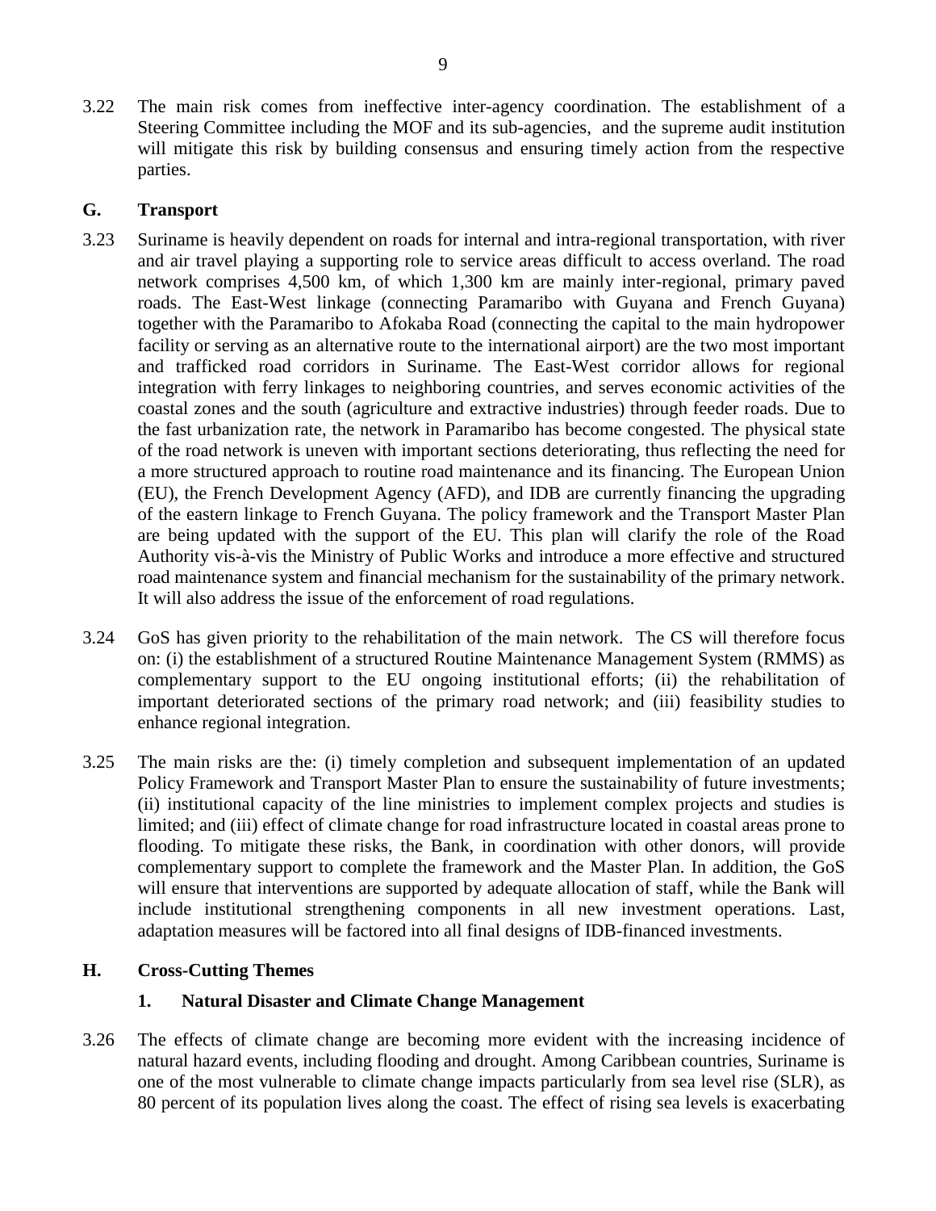3.22 The main risk comes from ineffective inter-agency coordination. The establishment of a Steering Committee including the MOF and its sub-agencies, and the supreme audit institution will mitigate this risk by building consensus and ensuring timely action from the respective parties.

## G. Transport

3.23 Suriname is heavily dependent on roads for internal and intra-regional transportation, with river and air travel playing a supporting role to service areas difficult to access overland. The road network comprises 4,500 km, of which 1,300 km are mainly inter-regional, primary paved roads. The East-West linkage (connecting Paramaribo with Guyana and French Guyana) together with the Paramaribo to Afokaba Road (connecting the capital to the main hydropower facility or serving as an alternative route to the international airport) are the two most important and trafficked road corridors in Suriname. The East-West corridor allows for regional integration with ferry linkages to neighboring countries, and serves economic activities of the coastal zones and the south (agriculture and extractive industries) through feeder roads. Due to the fast urbanization rate, the network in Paramaribo has become congested. The physical state of the road network is uneven with important sections deteriorating, thus reflecting the need for a more structured approach to routine road maintenance and its financing. The European Union (EU), the French Development Agency (AFD), and IDB are currently financing the upgrading of the eastern linkage to French Guyana. The policy framework and the Transport Master Plan are being updated with the support of the EU. This plan will clarify the role of the Road Authority vis-à-vis the Ministry of Public Works and introduce a more effective and structured road maintenance system and financial mechanism for the sustainability of the primary network. It will also address the issue of the enforcement of road regulations.

3.24 GoS has given priority to the rehabilitation of the main network. The CS will therefore focus on: (i) the establishment of a structured Routine Maintenance Management System (RMMS) as complementary support to the EU ongoing institutional efforts; (ii) the rehabilitation of important deteriorated sections of the primary road network; and (iii) feasibility studies to enhance regional integration.

3.25 The main risks are the: (i) timely completion and subsequent implementation of an updated Policy Framework and Transport Master Plan to ensure the sustainability of future investments; (ii) institutional capacity of the line ministries to implement complex projects and studies is limited; and (iii) effect of climate change for road infrastructure located in coastal areas prone to flooding. To mitigate these risks, the Bank, in coordination with other donors, will provide complementary support to complete the framework and the Master Plan. In addition, the GoS will ensure that interventions are supported by adequate allocation of staff, while the Bank will include institutional strengthening components in all new investment operations. Last, adaptation measures will be factored into all final designs of IDB-financed investments.

## H. Cross-Cutting Themes

### 1. Natural Disaster and Climate Change Management

3.26 The effects of climate change are becoming more evident with the increasing incidence of natural hazard events, including flooding and drought. Among Caribbean countries, Suriname is one of the most vulnerable to climate change impacts particularly from sea level rise (SLR), as 80 percent of its population lives along the coast. The effect of rising sea levels is exacerbating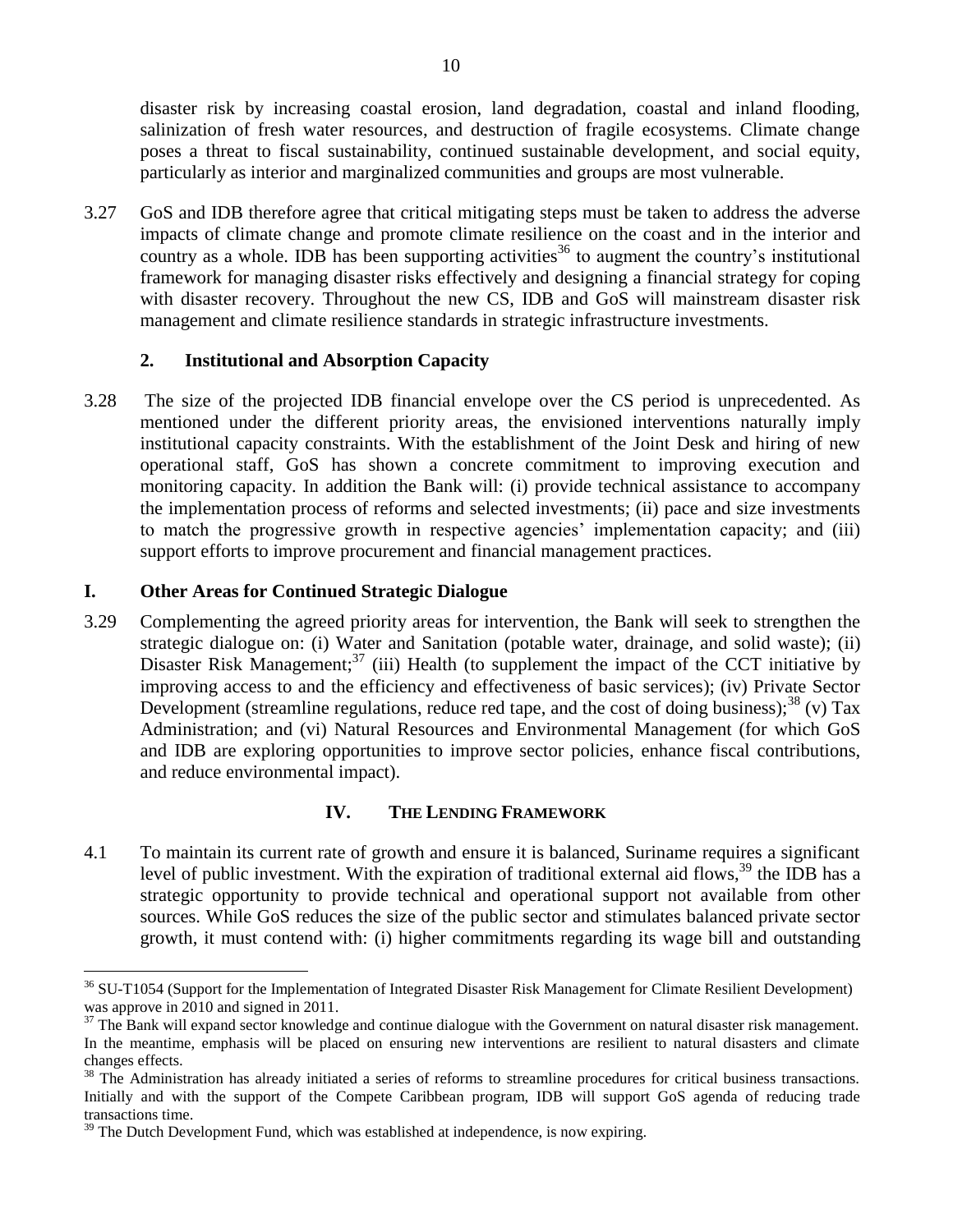disaster risk by increasing coastal erosion, land degradation, coastal and inland flooding, salinization of fresh water resources, and destruction of fragile ecosystems. Climate change poses a threat to fiscal sustainability, continued sustainable development, and social equity, particularly as interior and marginalized communities and groups are most vulnerable.

3.27 GoS and IDB therefore agree that critical mitigating steps must be taken to address the adverse impacts of climate change and promote climate resilience on the coast and in the interior and country as a whole. IDB has been supporting activities[36] to augment the country's institutional framework for managing disaster risks effectively and designing a financial strategy for coping with disaster recovery. Throughout the new CS, IDB and GoS will mainstream disaster risk management and climate resilience standards in strategic infrastructure investments.

### 2. Institutional and Absorption Capacity

3.28 The size of the projected IDB financial envelope over the CS period is unprecedented. As mentioned under the different priority areas, the envisioned interventions naturally imply institutional capacity constraints. With the establishment of the Joint Desk and hiring of new operational staff, GoS has shown a concrete commitment to improving execution and monitoring capacity. In addition the Bank will: (i) provide technical assistance to accompany the implementation process of reforms and selected investments; (ii) pace and size investments to match the progressive growth in respective agencies' implementation capacity; and (iii) support efforts to improve procurement and financial management practices.

## I. Other Areas for Continued Strategic Dialogue

3.29 Complementing the agreed priority areas for intervention, the Bank will seek to strengthen the strategic dialogue on: (i) Water and Sanitation (potable water, drainage, and solid waste); (ii) Disaster Risk Management;[37] (iii) Health (to supplement the impact of the CCT initiative by improving access to and the efficiency and effectiveness of basic services); (iv) Private Sector Development (streamline regulations, reduce red tape, and the cost of doing business);[38] (v) Tax Administration; and (vi) Natural Resources and Environmental Management (for which GoS and IDB are exploring opportunities to improve sector policies, enhance fiscal contributions, and reduce environmental impact).

## IV. The Lending Framework

4.1 To maintain its current rate of growth and ensure it is balanced, Suriname requires a significant level of public investment. With the expiration of traditional external aid flows,[39] the IDB has a strategic opportunity to provide technical and operational support not available from other sources. While GoS reduces the size of the public sector and stimulates balanced private sector growth, it must contend with: (i) higher commitments regarding its wage bill and outstanding

---

[36] SU-T1054 (Support for the Implementation of Integrated Disaster Risk Management for Climate Resilient Development) was approve in 2010 and signed in 2011.

[37] The Bank will expand sector knowledge and continue dialogue with the Government on natural disaster risk management. In the meantime, emphasis will be placed on ensuring new interventions are resilient to natural disasters and climate changes effects.

[38] The Administration has already initiated a series of reforms to streamline procedures for critical business transactions. Initially and with the support of the Compete Caribbean program, IDB will support GoS agenda of reducing trade transactions time.

[39] The Dutch Development Fund, which was established at independence, is now expiring.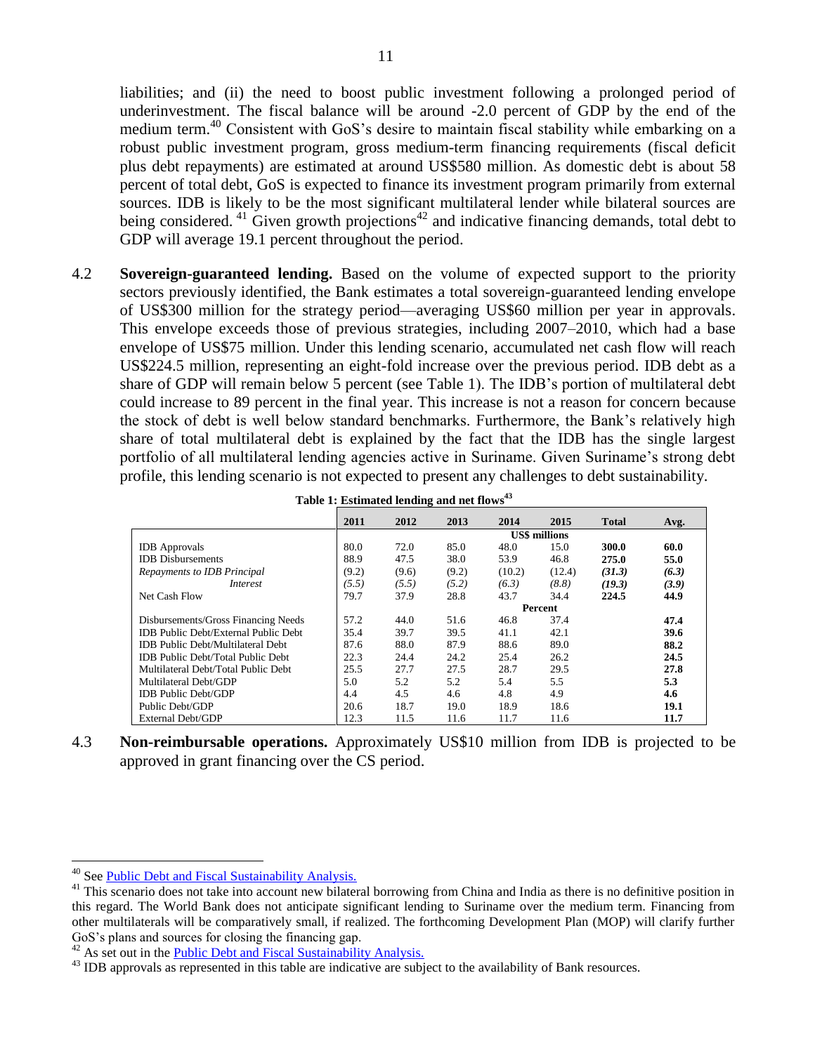liabilities; and (ii) the need to boost public investment following a prolonged period of underinvestment. The fiscal balance will be around -2.0 percent of GDP by the end of the medium term.[40] Consistent with GoS's desire to maintain fiscal stability while embarking on a robust public investment program, gross medium-term financing requirements (fiscal deficit plus debt repayments) are estimated at around US$580 million. As domestic debt is about 58 percent of total debt, GoS is expected to finance its investment program primarily from external sources. IDB is likely to be the most significant multilateral lender while bilateral sources are being considered. [41] Given growth projections[42] and indicative financing demands, total debt to GDP will average 19.1 percent throughout the period.

4.2 **Sovereign-guaranteed lending.** Based on the volume of expected support to the priority sectors previously identified, the Bank estimates a total sovereign-guaranteed lending envelope of US$300 million for the strategy period—averaging US$60 million per year in approvals. This envelope exceeds those of previous strategies, including 2007–2010, which had a base envelope of US$75 million. Under this lending scenario, accumulated net cash flow will reach US$224.5 million, representing an eight-fold increase over the previous period. IDB debt as a share of GDP will remain below 5 percent (see Table 1). The IDB's portion of multilateral debt could increase to 89 percent in the final year. This increase is not a reason for concern because the stock of debt is well below standard benchmarks. Furthermore, the Bank's relatively high share of total multilateral debt is explained by the fact that the IDB has the single largest portfolio of all multilateral lending agencies active in Suriname. Given Suriname's strong debt profile, this lending scenario is not expected to present any challenges to debt sustainability.

**Table 1: Estimated lending and net flows[43]**

| | 2011 | 2012 | 2013 | 2014 | 2015 | Total | Avg. |
|---|---|---|---|---|---|---|---|
| | | | | **US$ millions** | | | |
| IDB Approvals | 80.0 | 72.0 | 85.0 | 48.0 | 15.0 | **300.0** | **60.0** |
| IDB Disbursements | 88.9 | 47.5 | 38.0 | 53.9 | 46.8 | **275.0** | **55.0** |
| *Repayments to IDB Principal* | *(9.2)* | *(9.6)* | *(9.2)* | *(10.2)* | *(12.4)* | ***(31.3)*** | ***(6.3)*** |
| *Interest* | *(5.5)* | *(5.5)* | *(5.2)* | *(6.3)* | *(8.8)* | ***(19.3)*** | ***(3.9)*** |
| Net Cash Flow | 79.7 | 37.9 | 28.8 | 43.7 | 34.4 | **224.5** | **44.9** |
| | | | | **Percent** | | | |
| Disbursements/Gross Financing Needs | 57.2 | 44.0 | 51.6 | 46.8 | 37.4 | | **47.4** |
| IDB Public Debt/External Public Debt | 35.4 | 39.7 | 39.5 | 41.1 | 42.1 | | **39.6** |
| IDB Public Debt/Multilateral Debt | 87.6 | 88.0 | 87.9 | 88.6 | 89.0 | | **88.2** |
| IDB Public Debt/Total Public Debt | 22.3 | 24.4 | 24.2 | 25.4 | 26.2 | | **24.5** |
| Multilateral Debt/Total Public Debt | 25.5 | 27.7 | 27.5 | 28.7 | 29.5 | | **27.8** |
| Multilateral Debt/GDP | 5.0 | 5.2 | 5.2 | 5.4 | 5.5 | | **5.3** |
| IDB Public Debt/GDP | 4.4 | 4.5 | 4.6 | 4.8 | 4.9 | | **4.6** |
| Public Debt/GDP | 20.6 | 18.7 | 19.0 | 18.9 | 18.6 | | **19.1** |
| External Debt/GDP | 12.3 | 11.5 | 11.6 | 11.7 | 11.6 | | **11.7** |

4.3 **Non-reimbursable operations.** Approximately US$10 million from IDB is projected to be approved in grant financing over the CS period.

---

[40] See Public Debt and Fiscal Sustainability Analysis.

[41] This scenario does not take into account new bilateral borrowing from China and India as there is no definitive position in this regard. The World Bank does not anticipate significant lending to Suriname over the medium term. Financing from other multilaterals will be comparatively small, if realized. The forthcoming Development Plan (MOP) will clarify further GoS's plans and sources for closing the financing gap.

[42] As set out in the Public Debt and Fiscal Sustainability Analysis.

[43] IDB approvals as represented in this table are indicative are subject to the availability of Bank resources.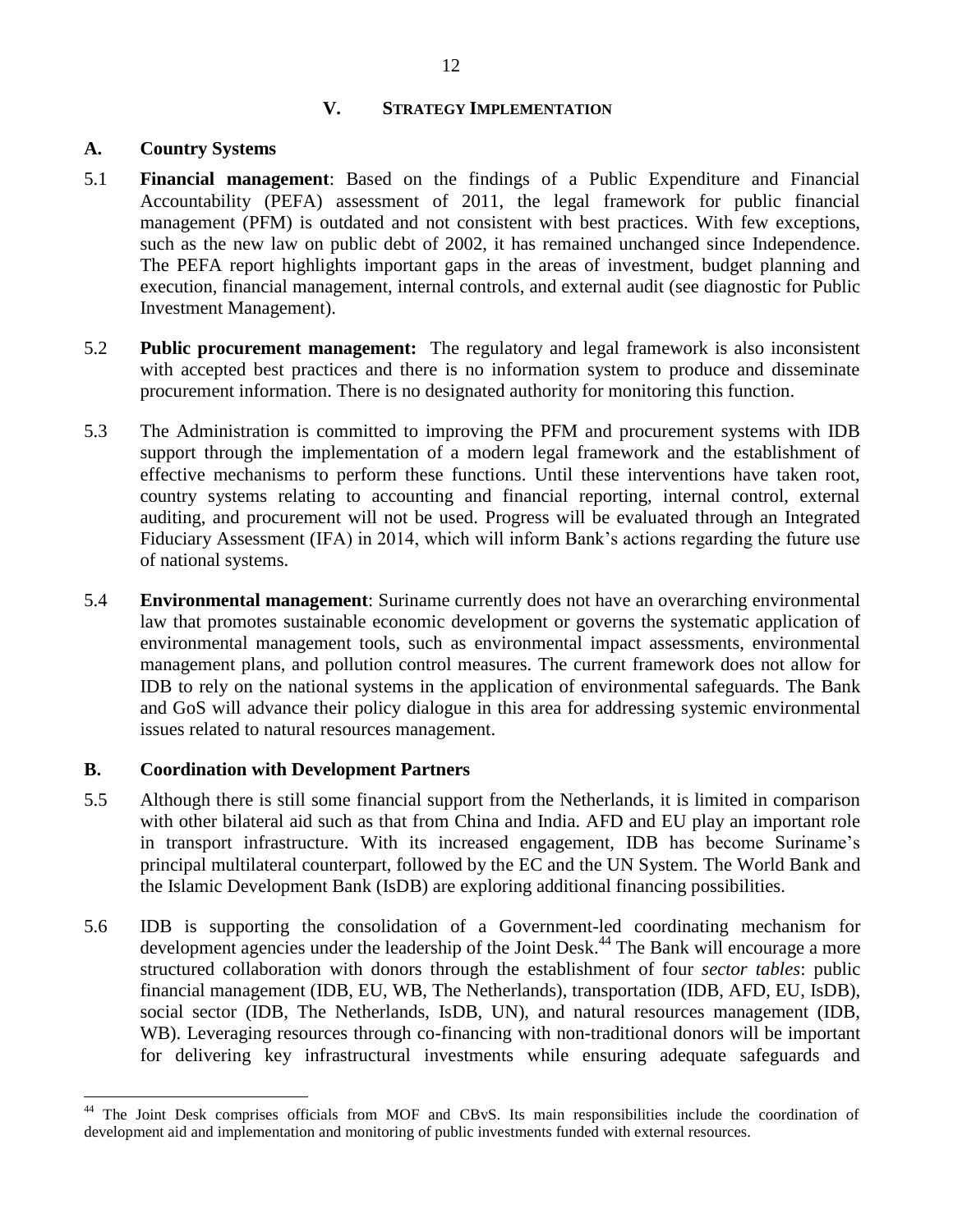## V. STRATEGY IMPLEMENTATION

### A. Country Systems

5.1 **Financial management**: Based on the findings of a Public Expenditure and Financial Accountability (PEFA) assessment of 2011, the legal framework for public financial management (PFM) is outdated and not consistent with best practices. With few exceptions, such as the new law on public debt of 2002, it has remained unchanged since Independence. The PEFA report highlights important gaps in the areas of investment, budget planning and execution, financial management, internal controls, and external audit (see diagnostic for Public Investment Management).

5.2 **Public procurement management:** The regulatory and legal framework is also inconsistent with accepted best practices and there is no information system to produce and disseminate procurement information. There is no designated authority for monitoring this function.

5.3 The Administration is committed to improving the PFM and procurement systems with IDB support through the implementation of a modern legal framework and the establishment of effective mechanisms to perform these functions. Until these interventions have taken root, country systems relating to accounting and financial reporting, internal control, external auditing, and procurement will not be used. Progress will be evaluated through an Integrated Fiduciary Assessment (IFA) in 2014, which will inform Bank's actions regarding the future use of national systems.

5.4 **Environmental management**: Suriname currently does not have an overarching environmental law that promotes sustainable economic development or governs the systematic application of environmental management tools, such as environmental impact assessments, environmental management plans, and pollution control measures. The current framework does not allow for IDB to rely on the national systems in the application of environmental safeguards. The Bank and GoS will advance their policy dialogue in this area for addressing systemic environmental issues related to natural resources management.

### B. Coordination with Development Partners

5.5 Although there is still some financial support from the Netherlands, it is limited in comparison with other bilateral aid such as that from China and India. AFD and EU play an important role in transport infrastructure. With its increased engagement, IDB has become Suriname's principal multilateral counterpart, followed by the EC and the UN System. The World Bank and the Islamic Development Bank (IsDB) are exploring additional financing possibilities.

5.6 IDB is supporting the consolidation of a Government-led coordinating mechanism for development agencies under the leadership of the Joint Desk.[44] The Bank will encourage a more structured collaboration with donors through the establishment of four *sector tables*: public financial management (IDB, EU, WB, The Netherlands), transportation (IDB, AFD, EU, IsDB), social sector (IDB, The Netherlands, IsDB, UN), and natural resources management (IDB, WB). Leveraging resources through co-financing with non-traditional donors will be important for delivering key infrastructural investments while ensuring adequate safeguards and

[44] The Joint Desk comprises officials from MOF and CBvS. Its main responsibilities include the coordination of development aid and implementation and monitoring of public investments funded with external resources.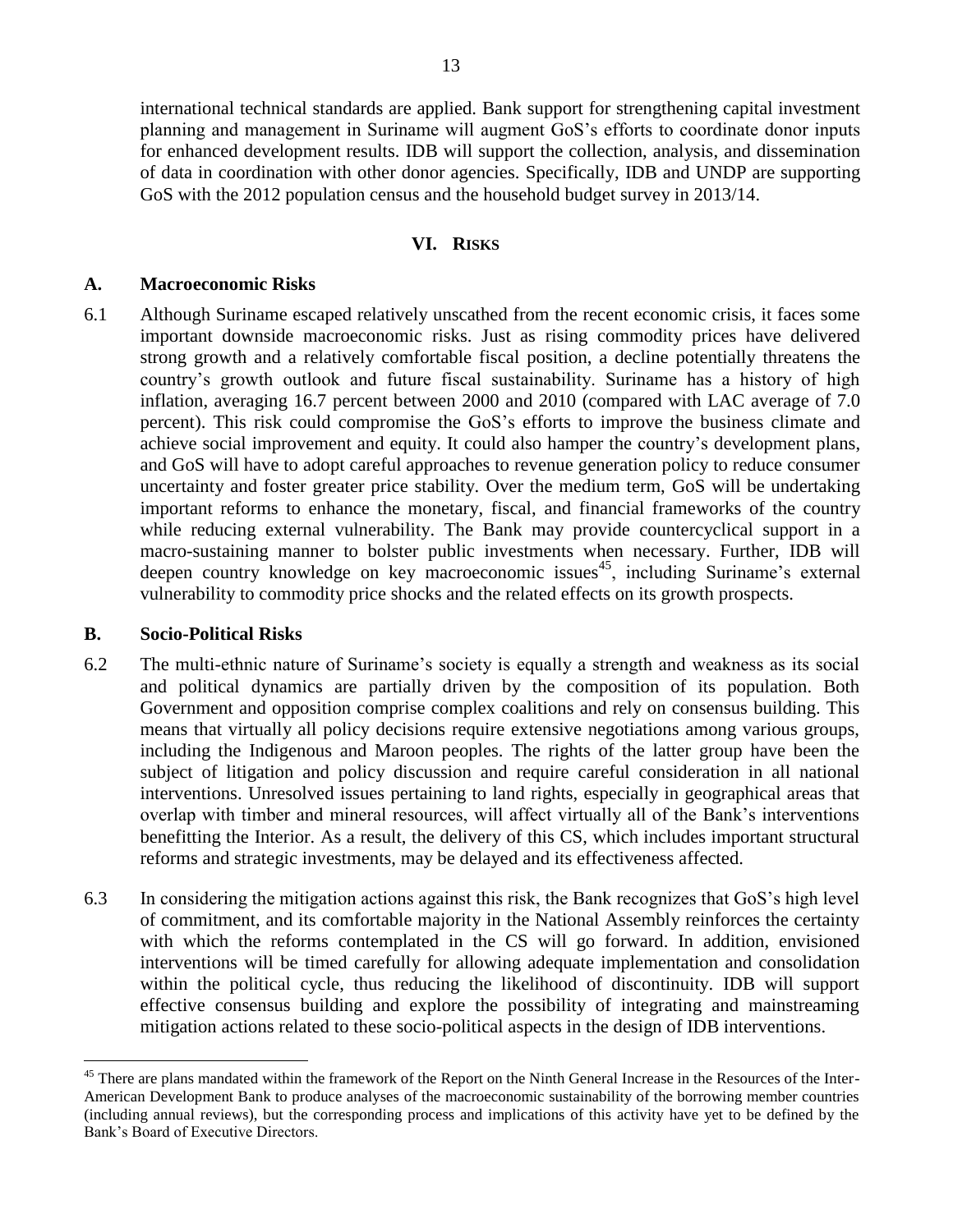international technical standards are applied. Bank support for strengthening capital investment planning and management in Suriname will augment GoS's efforts to coordinate donor inputs for enhanced development results. IDB will support the collection, analysis, and dissemination of data in coordination with other donor agencies. Specifically, IDB and UNDP are supporting GoS with the 2012 population census and the household budget survey in 2013/14.

## VI. RISKS

### A. Macroeconomic Risks

6.1 Although Suriname escaped relatively unscathed from the recent economic crisis, it faces some important downside macroeconomic risks. Just as rising commodity prices have delivered strong growth and a relatively comfortable fiscal position, a decline potentially threatens the country's growth outlook and future fiscal sustainability. Suriname has a history of high inflation, averaging 16.7 percent between 2000 and 2010 (compared with LAC average of 7.0 percent). This risk could compromise the GoS's efforts to improve the business climate and achieve social improvement and equity. It could also hamper the country's development plans, and GoS will have to adopt careful approaches to revenue generation policy to reduce consumer uncertainty and foster greater price stability. Over the medium term, GoS will be undertaking important reforms to enhance the monetary, fiscal, and financial frameworks of the country while reducing external vulnerability. The Bank may provide countercyclical support in a macro-sustaining manner to bolster public investments when necessary. Further, IDB will deepen country knowledge on key macroeconomic issues[45], including Suriname's external vulnerability to commodity price shocks and the related effects on its growth prospects.

### B. Socio-Political Risks

6.2 The multi-ethnic nature of Suriname's society is equally a strength and weakness as its social and political dynamics are partially driven by the composition of its population. Both Government and opposition comprise complex coalitions and rely on consensus building. This means that virtually all policy decisions require extensive negotiations among various groups, including the Indigenous and Maroon peoples. The rights of the latter group have been the subject of litigation and policy discussion and require careful consideration in all national interventions. Unresolved issues pertaining to land rights, especially in geographical areas that overlap with timber and mineral resources, will affect virtually all of the Bank's interventions benefitting the Interior. As a result, the delivery of this CS, which includes important structural reforms and strategic investments, may be delayed and its effectiveness affected.

6.3 In considering the mitigation actions against this risk, the Bank recognizes that GoS's high level of commitment, and its comfortable majority in the National Assembly reinforces the certainty with which the reforms contemplated in the CS will go forward. In addition, envisioned interventions will be timed carefully for allowing adequate implementation and consolidation within the political cycle, thus reducing the likelihood of discontinuity. IDB will support effective consensus building and explore the possibility of integrating and mainstreaming mitigation actions related to these socio-political aspects in the design of IDB interventions.

---

[45] There are plans mandated within the framework of the Report on the Ninth General Increase in the Resources of the Inter-American Development Bank to produce analyses of the macroeconomic sustainability of the borrowing member countries (including annual reviews), but the corresponding process and implications of this activity have yet to be defined by the Bank's Board of Executive Directors.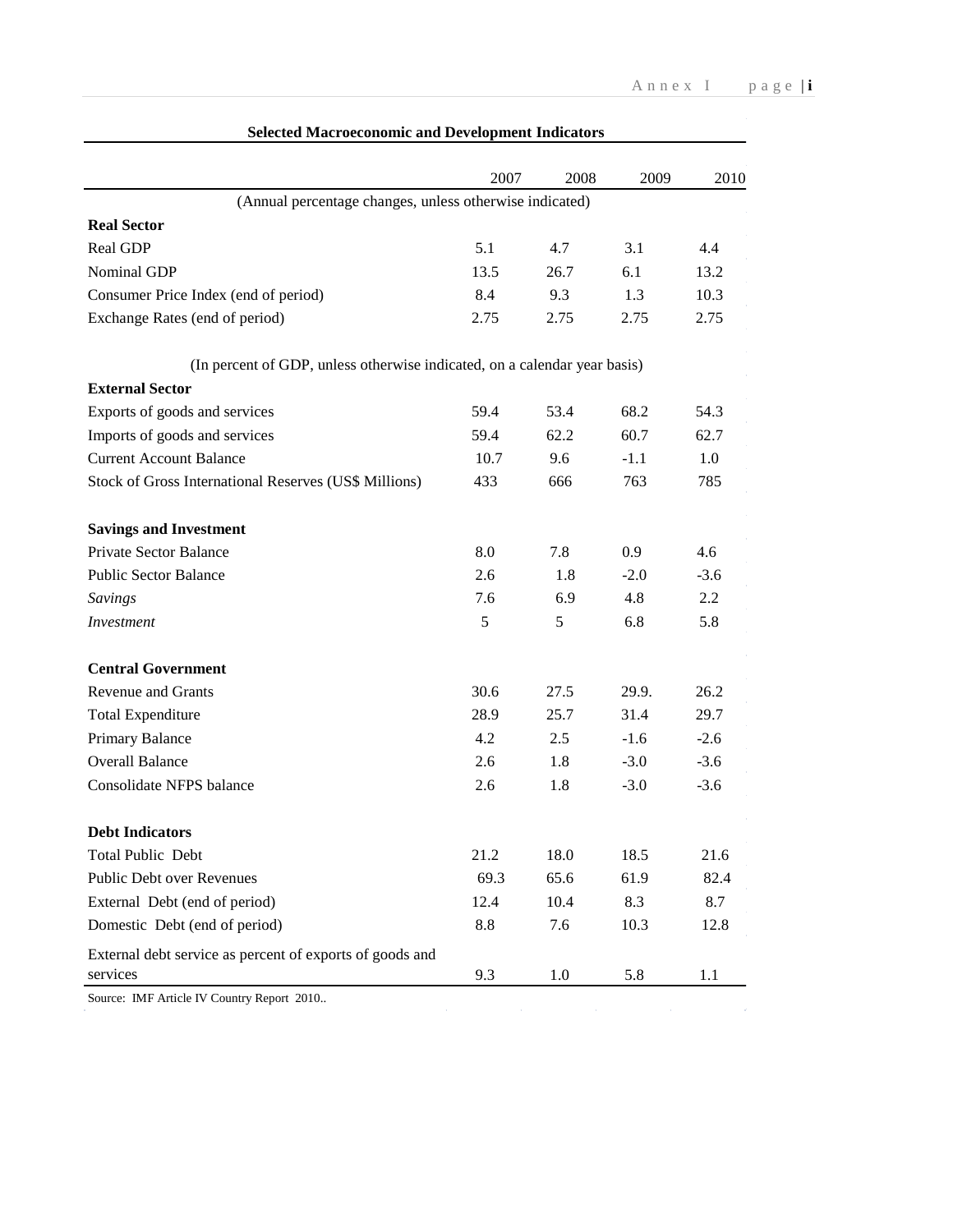**Selected Macroeconomic and Development Indicators**

| | 2007 | 2008 | 2009 | 2010 |
|---|---|---|---|---|
| (Annual percentage changes, unless otherwise indicated) | | | | |
| **Real Sector** | | | | |
| Real GDP | 5.1 | 4.7 | 3.1 | 4.4 |
| Nominal GDP | 13.5 | 26.7 | 6.1 | 13.2 |
| Consumer Price Index (end of period) | 8.4 | 9.3 | 1.3 | 10.3 |
| Exchange Rates (end of period) | 2.75 | 2.75 | 2.75 | 2.75 |
| (In percent of GDP, unless otherwise indicated, on a calendar year basis) | | | | |
| **External Sector** | | | | |
| Exports of goods and services | 59.4 | 53.4 | 68.2 | 54.3 |
| Imports of goods and services | 59.4 | 62.2 | 60.7 | 62.7 |
| Current Account Balance | 10.7 | 9.6 | -1.1 | 1.0 |
| Stock of Gross International Reserves (US$ Millions) | 433 | 666 | 763 | 785 |
| **Savings and Investment** | | | | |
| Private Sector Balance | 8.0 | 7.8 | 0.9 | 4.6 |
| Public Sector Balance | 2.6 | 1.8 | -2.0 | -3.6 |
| *Savings* | 7.6 | 6.9 | 4.8 | 2.2 |
| *Investment* | 5 | 5 | 6.8 | 5.8 |
| **Central Government** | | | | |
| Revenue and Grants | 30.6 | 27.5 | 29.9. | 26.2 |
| Total Expenditure | 28.9 | 25.7 | 31.4 | 29.7 |
| Primary Balance | 4.2 | 2.5 | -1.6 | -2.6 |
| Overall Balance | 2.6 | 1.8 | -3.0 | -3.6 |
| Consolidate NFPS balance | 2.6 | 1.8 | -3.0 | -3.6 |
| **Debt Indicators** | | | | |
| Total Public Debt | 21.2 | 18.0 | 18.5 | 21.6 |
| Public Debt over Revenues | 69.3 | 65.6 | 61.9 | 82.4 |
| External Debt (end of period) | 12.4 | 10.4 | 8.3 | 8.7 |
| Domestic Debt (end of period) | 8.8 | 7.6 | 10.3 | 12.8 |
| External debt service as percent of exports of goods and services | 9.3 | 1.0 | 5.8 | 1.1 |

Source: IMF Article IV Country Report 2010..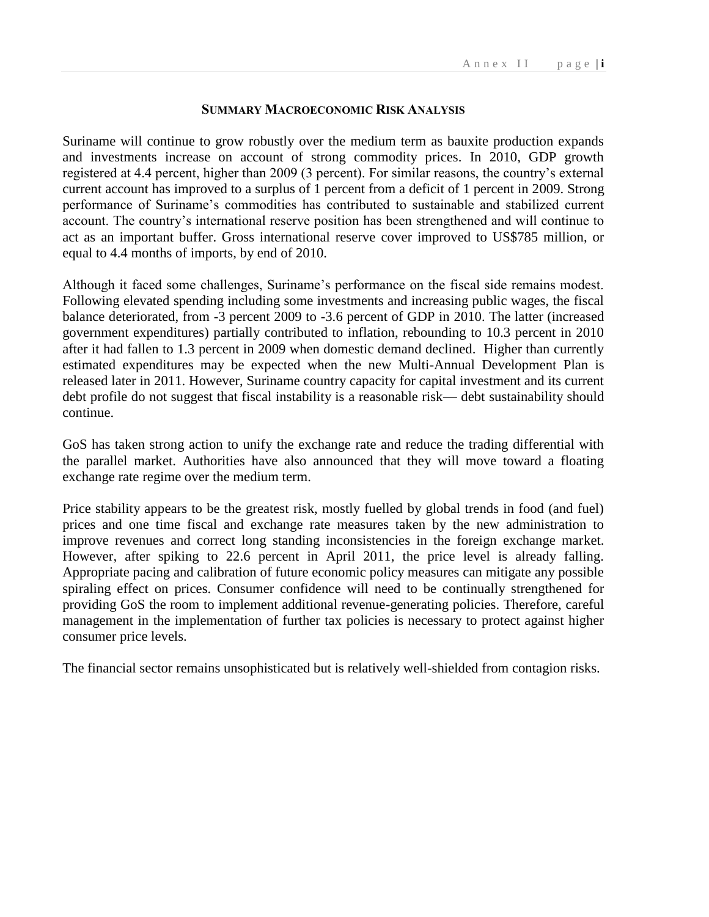## SUMMARY MACROECONOMIC RISK ANALYSIS

Suriname will continue to grow robustly over the medium term as bauxite production expands and investments increase on account of strong commodity prices. In 2010, GDP growth registered at 4.4 percent, higher than 2009 (3 percent). For similar reasons, the country's external current account has improved to a surplus of 1 percent from a deficit of 1 percent in 2009. Strong performance of Suriname's commodities has contributed to sustainable and stabilized current account. The country's international reserve position has been strengthened and will continue to act as an important buffer. Gross international reserve cover improved to US$785 million, or equal to 4.4 months of imports, by end of 2010.

Although it faced some challenges, Suriname's performance on the fiscal side remains modest. Following elevated spending including some investments and increasing public wages, the fiscal balance deteriorated, from -3 percent 2009 to -3.6 percent of GDP in 2010. The latter (increased government expenditures) partially contributed to inflation, rebounding to 10.3 percent in 2010 after it had fallen to 1.3 percent in 2009 when domestic demand declined. Higher than currently estimated expenditures may be expected when the new Multi-Annual Development Plan is released later in 2011. However, Suriname country capacity for capital investment and its current debt profile do not suggest that fiscal instability is a reasonable risk— debt sustainability should continue.

GoS has taken strong action to unify the exchange rate and reduce the trading differential with the parallel market. Authorities have also announced that they will move toward a floating exchange rate regime over the medium term.

Price stability appears to be the greatest risk, mostly fuelled by global trends in food (and fuel) prices and one time fiscal and exchange rate measures taken by the new administration to improve revenues and correct long standing inconsistencies in the foreign exchange market. However, after spiking to 22.6 percent in April 2011, the price level is already falling. Appropriate pacing and calibration of future economic policy measures can mitigate any possible spiraling effect on prices. Consumer confidence will need to be continually strengthened for providing GoS the room to implement additional revenue-generating policies. Therefore, careful management in the implementation of further tax policies is necessary to protect against higher consumer price levels.

The financial sector remains unsophisticated but is relatively well-shielded from contagion risks.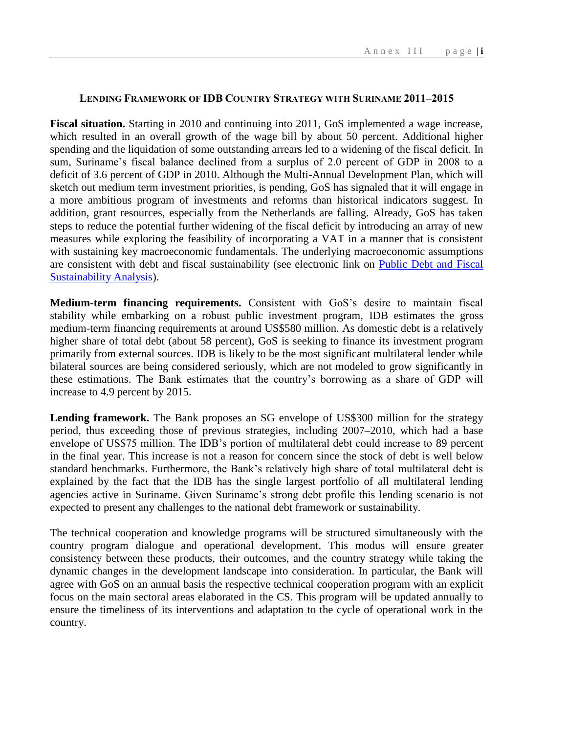## LENDING FRAMEWORK OF IDB COUNTRY STRATEGY WITH SURINAME 2011–2015

**Fiscal situation.** Starting in 2010 and continuing into 2011, GoS implemented a wage increase, which resulted in an overall growth of the wage bill by about 50 percent. Additional higher spending and the liquidation of some outstanding arrears led to a widening of the fiscal deficit. In sum, Suriname's fiscal balance declined from a surplus of 2.0 percent of GDP in 2008 to a deficit of 3.6 percent of GDP in 2010. Although the Multi-Annual Development Plan, which will sketch out medium term investment priorities, is pending, GoS has signaled that it will engage in a more ambitious program of investments and reforms than historical indicators suggest. In addition, grant resources, especially from the Netherlands are falling. Already, GoS has taken steps to reduce the potential further widening of the fiscal deficit by introducing an array of new measures while exploring the feasibility of incorporating a VAT in a manner that is consistent with sustaining key macroeconomic fundamentals. The underlying macroeconomic assumptions are consistent with debt and fiscal sustainability (see electronic link on Public Debt and Fiscal Sustainability Analysis).

**Medium-term financing requirements.** Consistent with GoS's desire to maintain fiscal stability while embarking on a robust public investment program, IDB estimates the gross medium-term financing requirements at around US$580 million. As domestic debt is a relatively higher share of total debt (about 58 percent), GoS is seeking to finance its investment program primarily from external sources. IDB is likely to be the most significant multilateral lender while bilateral sources are being considered seriously, which are not modeled to grow significantly in these estimations. The Bank estimates that the country's borrowing as a share of GDP will increase to 4.9 percent by 2015.

**Lending framework.** The Bank proposes an SG envelope of US$300 million for the strategy period, thus exceeding those of previous strategies, including 2007–2010, which had a base envelope of US$75 million. The IDB's portion of multilateral debt could increase to 89 percent in the final year. This increase is not a reason for concern since the stock of debt is well below standard benchmarks. Furthermore, the Bank's relatively high share of total multilateral debt is explained by the fact that the IDB has the single largest portfolio of all multilateral lending agencies active in Suriname. Given Suriname's strong debt profile this lending scenario is not expected to present any challenges to the national debt framework or sustainability.

The technical cooperation and knowledge programs will be structured simultaneously with the country program dialogue and operational development. This modus will ensure greater consistency between these products, their outcomes, and the country strategy while taking the dynamic changes in the development landscape into consideration. In particular, the Bank will agree with GoS on an annual basis the respective technical cooperation program with an explicit focus on the main sectoral areas elaborated in the CS. This program will be updated annually to ensure the timeliness of its interventions and adaptation to the cycle of operational work in the country.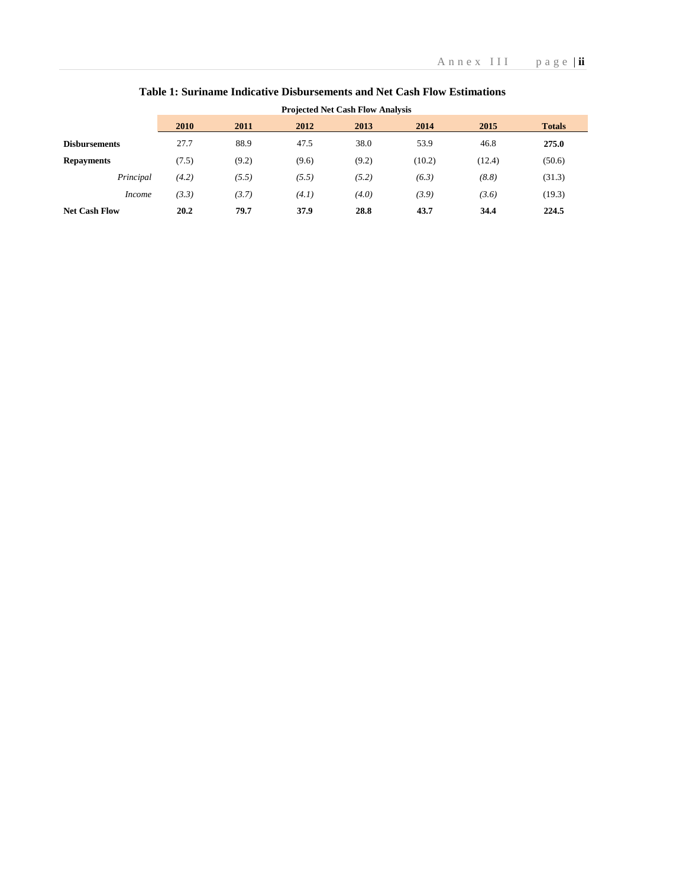**Table 1: Suriname Indicative Disbursements and Net Cash Flow Estimations**

| Projected Net Cash Flow Analysis | | | | | | | |
|---|---|---|---|---|---|---|---|
| | **2010** | **2011** | **2012** | **2013** | **2014** | **2015** | **Totals** |
| **Disbursements** | 27.7 | 88.9 | 47.5 | 38.0 | 53.9 | 46.8 | **275.0** |
| **Repayments** | (7.5) | (9.2) | (9.6) | (9.2) | (10.2) | (12.4) | (50.6) |
| *Principal* | *(4.2)* | *(5.5)* | *(5.5)* | *(5.2)* | *(6.3)* | *(8.8)* | (31.3) |
| *Income* | *(3.3)* | *(3.7)* | *(4.1)* | *(4.0)* | *(3.9)* | *(3.6)* | (19.3) |
| **Net Cash Flow** | **20.2** | **79.7** | **37.9** | **28.8** | **43.7** | **34.4** | **224.5** |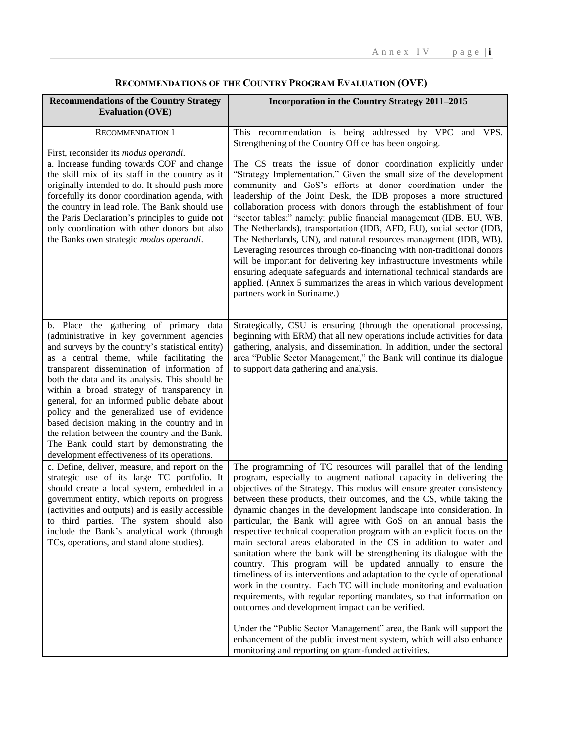## Recommendations of the Country Program Evaluation (OVE)

| Recommendations of the Country Strategy Evaluation (OVE) | Incorporation in the Country Strategy 2011–2015 |
|---|---|
| RECOMMENDATION 1<br><br>First, reconsider its *modus operandi*.<br>a. Increase funding towards COF and change the skill mix of its staff in the country as it originally intended to do. It should push more forcefully its donor coordination agenda, with the country in lead role. The Bank should use the Paris Declaration's principles to guide not only coordination with other donors but also the Banks own strategic *modus operandi*. | This recommendation is being addressed by VPC and VPS. Strengthening of the Country Office has been ongoing.<br><br>The CS treats the issue of donor coordination explicitly under "Strategy Implementation." Given the small size of the development community and GoS's efforts at donor coordination under the leadership of the Joint Desk, the IDB proposes a more structured collaboration process with donors through the establishment of four "sector tables:" namely: public financial management (IDB, EU, WB, The Netherlands), transportation (IDB, AFD, EU), social sector (IDB, The Netherlands, UN), and natural resources management (IDB, WB). Leveraging resources through co-financing with non-traditional donors will be important for delivering key infrastructure investments while ensuring adequate safeguards and international technical standards are applied. (Annex 5 summarizes the areas in which various development partners work in Suriname.) |
| b. Place the gathering of primary data (administrative in key government agencies and surveys by the country's statistical entity) as a central theme, while facilitating the transparent dissemination of information of both the data and its analysis. This should be within a broad strategy of transparency in general, for an informed public debate about policy and the generalized use of evidence based decision making in the country and in the relation between the country and the Bank. The Bank could start by demonstrating the development effectiveness of its operations. | Strategically, CSU is ensuring (through the operational processing, beginning with ERM) that all new operations include activities for data gathering, analysis, and dissemination. In addition, under the sectoral area "Public Sector Management," the Bank will continue its dialogue to support data gathering and analysis. |
| c. Define, deliver, measure, and report on the strategic use of its large TC portfolio. It should create a local system, embedded in a government entity, which reports on progress (activities and outputs) and is easily accessible to third parties. The system should also include the Bank's analytical work (through TCs, operations, and stand alone studies). | The programming of TC resources will parallel that of the lending program, especially to augment national capacity in delivering the objectives of the Strategy. This modus will ensure greater consistency between these products, their outcomes, and the CS, while taking the dynamic changes in the development landscape into consideration. In particular, the Bank will agree with GoS on an annual basis the respective technical cooperation program with an explicit focus on the main sectoral areas elaborated in the CS in addition to water and sanitation where the bank will be strengthening its dialogue with the country. This program will be updated annually to ensure the timeliness of its interventions and adaptation to the cycle of operational work in the country. Each TC will include monitoring and evaluation requirements, with regular reporting mandates, so that information on outcomes and development impact can be verified.<br><br>Under the "Public Sector Management" area, the Bank will support the enhancement of the public investment system, which will also enhance monitoring and reporting on grant-funded activities. |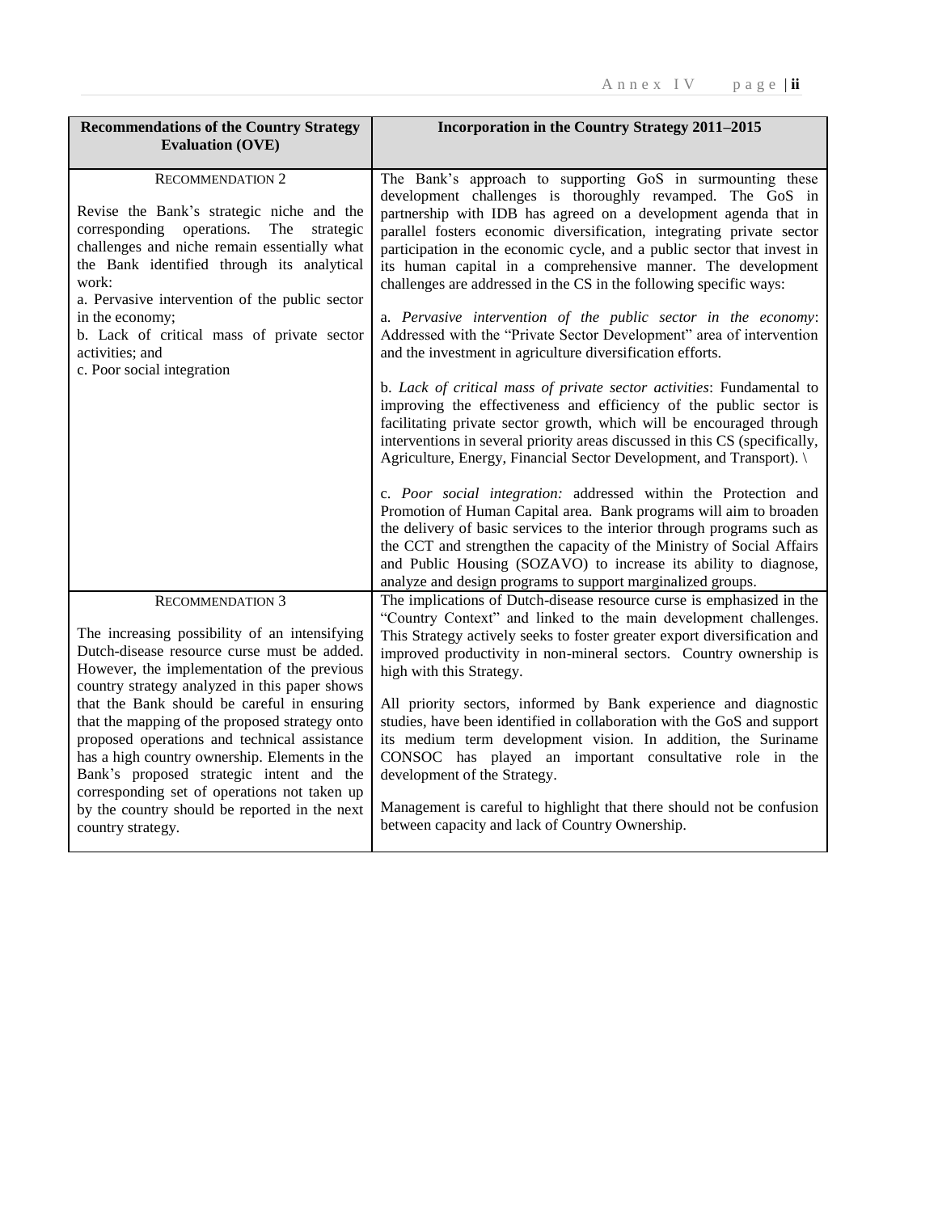| Recommendations of the Country Strategy Evaluation (OVE) | Incorporation in the Country Strategy 2011–2015 |
| --- | --- |
| RECOMMENDATION 2<br><br>Revise the Bank's strategic niche and the corresponding operations. The strategic challenges and niche remain essentially what the Bank identified through its analytical work:<br>a. Pervasive intervention of the public sector in the economy;<br>b. Lack of critical mass of private sector activities; and<br>c. Poor social integration | The Bank's approach to supporting GoS in surmounting these development challenges is thoroughly revamped. The GoS in partnership with IDB has agreed on a development agenda that in parallel fosters economic diversification, integrating private sector participation in the economic cycle, and a public sector that invest in its human capital in a comprehensive manner. The development challenges are addressed in the CS in the following specific ways:<br><br>a. *Pervasive intervention of the public sector in the economy*: Addressed with the "Private Sector Development" area of intervention and the investment in agriculture diversification efforts.<br><br>b. *Lack of critical mass of private sector activities*: Fundamental to improving the effectiveness and efficiency of the public sector is facilitating private sector growth, which will be encouraged through interventions in several priority areas discussed in this CS (specifically, Agriculture, Energy, Financial Sector Development, and Transport). \<br><br>c. *Poor social integration:* addressed within the Protection and Promotion of Human Capital area. Bank programs will aim to broaden the delivery of basic services to the interior through programs such as the CCT and strengthen the capacity of the Ministry of Social Affairs and Public Housing (SOZAVO) to increase its ability to diagnose, analyze and design programs to support marginalized groups. |
| RECOMMENDATION 3<br><br>The increasing possibility of an intensifying Dutch-disease resource curse must be added. However, the implementation of the previous country strategy analyzed in this paper shows that the Bank should be careful in ensuring that the mapping of the proposed strategy onto proposed operations and technical assistance has a high country ownership. Elements in the Bank's proposed strategic intent and the corresponding set of operations not taken up by the country should be reported in the next country strategy. | The implications of Dutch-disease resource curse is emphasized in the "Country Context" and linked to the main development challenges. This Strategy actively seeks to foster greater export diversification and improved productivity in non-mineral sectors. Country ownership is high with this Strategy.<br><br>All priority sectors, informed by Bank experience and diagnostic studies, have been identified in collaboration with the GoS and support its medium term development vision. In addition, the Suriname CONSOC has played an important consultative role in the development of the Strategy.<br><br>Management is careful to highlight that there should not be confusion between capacity and lack of Country Ownership. |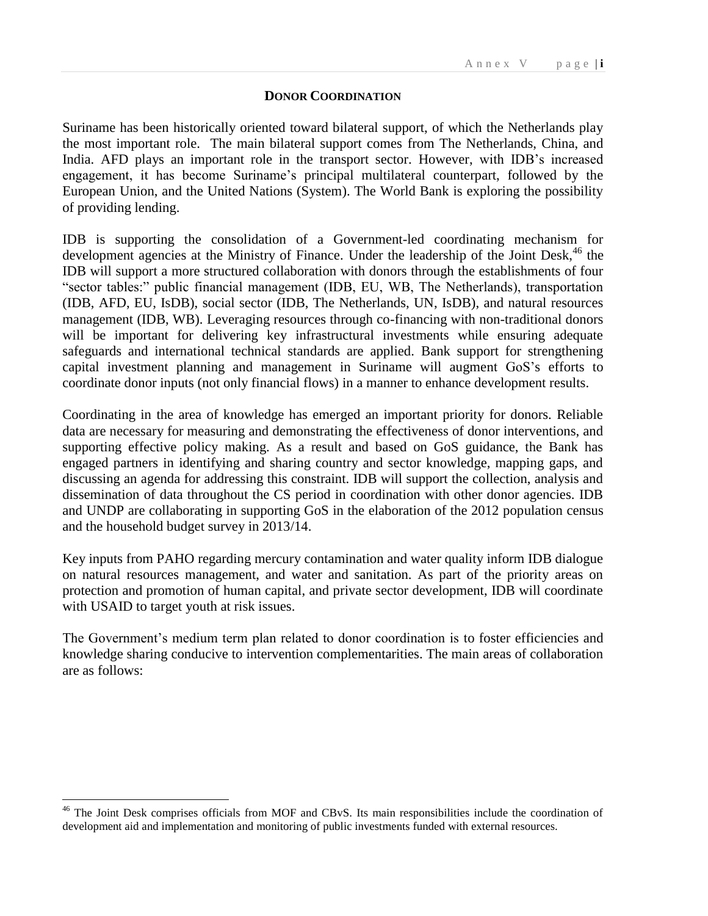## DONOR COORDINATION

Suriname has been historically oriented toward bilateral support, of which the Netherlands play the most important role. The main bilateral support comes from The Netherlands, China, and India. AFD plays an important role in the transport sector. However, with IDB's increased engagement, it has become Suriname's principal multilateral counterpart, followed by the European Union, and the United Nations (System). The World Bank is exploring the possibility of providing lending.

IDB is supporting the consolidation of a Government-led coordinating mechanism for development agencies at the Ministry of Finance. Under the leadership of the Joint Desk,[46] the IDB will support a more structured collaboration with donors through the establishments of four "sector tables:" public financial management (IDB, EU, WB, The Netherlands), transportation (IDB, AFD, EU, IsDB), social sector (IDB, The Netherlands, UN, IsDB), and natural resources management (IDB, WB). Leveraging resources through co-financing with non-traditional donors will be important for delivering key infrastructural investments while ensuring adequate safeguards and international technical standards are applied. Bank support for strengthening capital investment planning and management in Suriname will augment GoS's efforts to coordinate donor inputs (not only financial flows) in a manner to enhance development results.

Coordinating in the area of knowledge has emerged an important priority for donors. Reliable data are necessary for measuring and demonstrating the effectiveness of donor interventions, and supporting effective policy making. As a result and based on GoS guidance, the Bank has engaged partners in identifying and sharing country and sector knowledge, mapping gaps, and discussing an agenda for addressing this constraint. IDB will support the collection, analysis and dissemination of data throughout the CS period in coordination with other donor agencies. IDB and UNDP are collaborating in supporting GoS in the elaboration of the 2012 population census and the household budget survey in 2013/14.

Key inputs from PAHO regarding mercury contamination and water quality inform IDB dialogue on natural resources management, and water and sanitation. As part of the priority areas on protection and promotion of human capital, and private sector development, IDB will coordinate with USAID to target youth at risk issues.

The Government's medium term plan related to donor coordination is to foster efficiencies and knowledge sharing conducive to intervention complementarities. The main areas of collaboration are as follows:

---

[46] The Joint Desk comprises officials from MOF and CBvS. Its main responsibilities include the coordination of development aid and implementation and monitoring of public investments funded with external resources.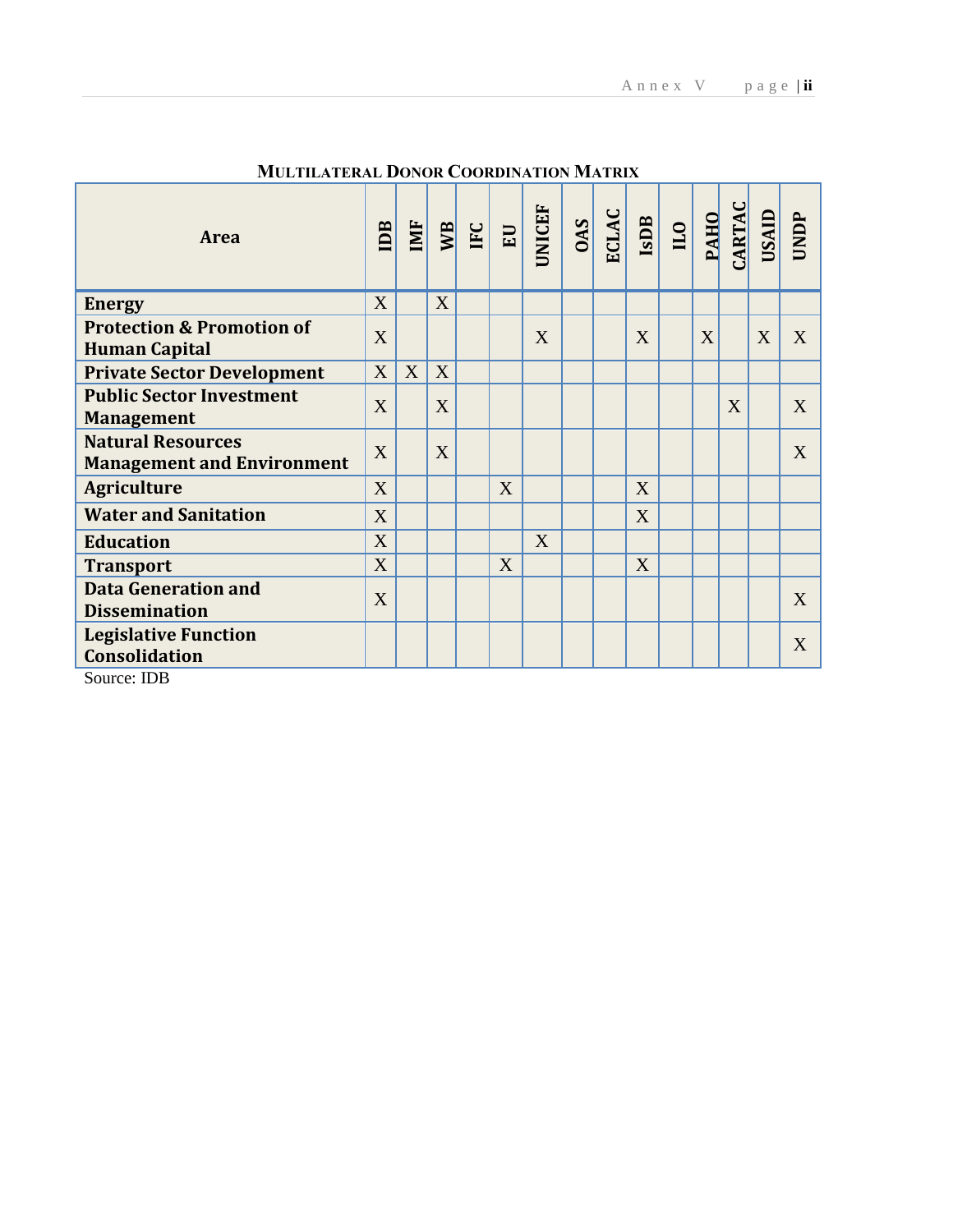**MULTILATERAL DONOR COORDINATION MATRIX**

| Area | IDB | IMF | WB | IFC | EU | UNICEF | OAS | ECLAC | IsDB | ILO | PAHO | CARTAC | USAID | UNDP |
|---|---|---|---|---|---|---|---|---|---|---|---|---|---|---|
| **Energy** | X | | X | | | | | | | | | | | |
| **Protection & Promotion of Human Capital** | X | | | | | X | | | X | | X | | X | X |
| **Private Sector Development** | X | X | X | | | | | | | | | | | |
| **Public Sector Investment Management** | X | | X | | | | | | | | | X | | X |
| **Natural Resources Management and Environment** | X | | X | | | | | | | | | | | X |
| **Agriculture** | X | | | | X | | | | X | | | | | |
| **Water and Sanitation** | X | | | | | | | | X | | | | | |
| **Education** | X | | | | | X | | | | | | | | |
| **Transport** | X | | | | X | | | | X | | | | | |
| **Data Generation and Dissemination** | X | | | | | | | | | | | | | X |
| **Legislative Function Consolidation** | | | | | | | | | | | | | | X |

Source: IDB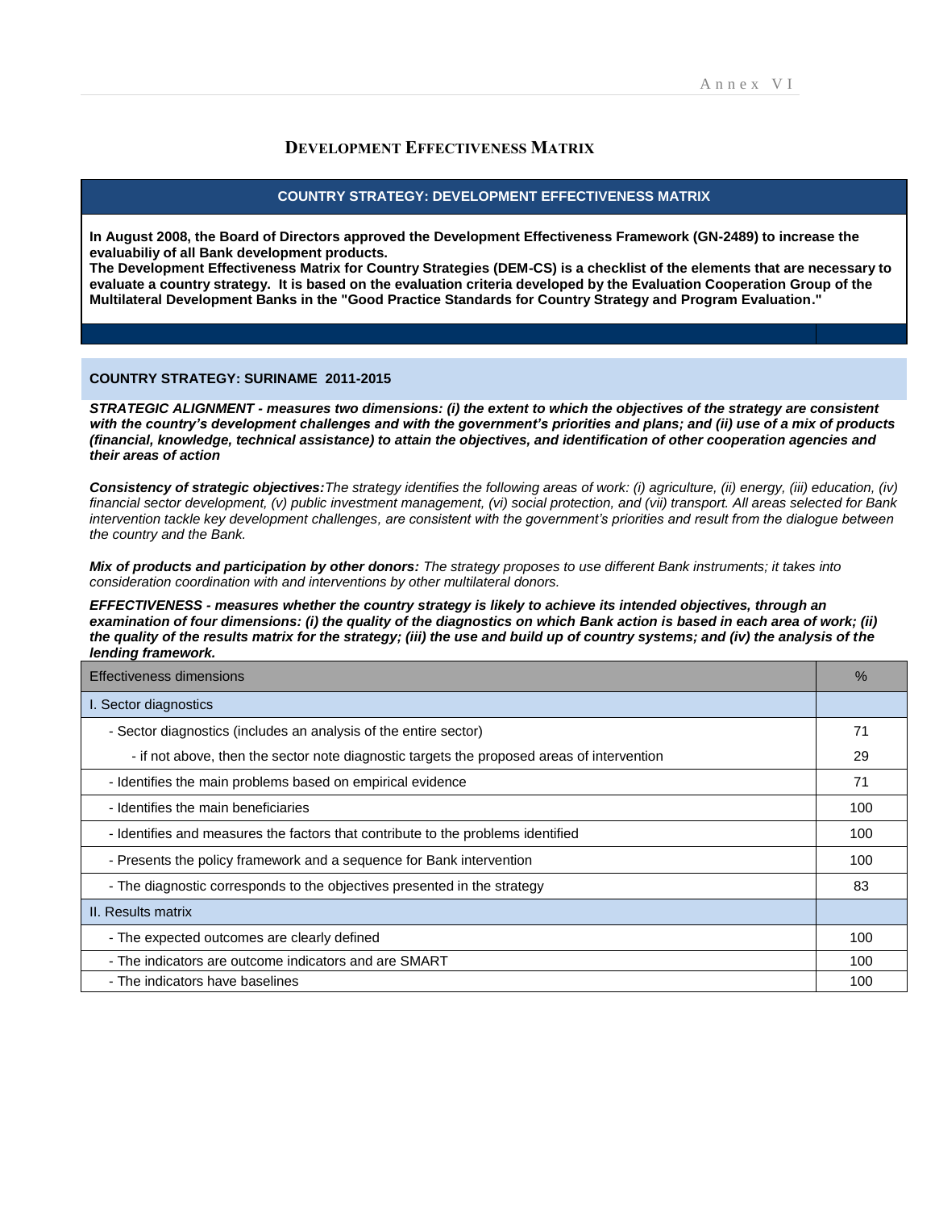## DEVELOPMENT EFFECTIVENESS MATRIX

**COUNTRY STRATEGY: DEVELOPMENT EFFECTIVENESS MATRIX**

**In August 2008, the Board of Directors approved the Development Effectiveness Framework (GN-2489) to increase the evaluabiliy of all Bank development products.**
**The Development Effectiveness Matrix for Country Strategies (DEM-CS) is a checklist of the elements that are necessary to evaluate a country strategy. It is based on the evaluation criteria developed by the Evaluation Cooperation Group of the Multilateral Development Banks in the "Good Practice Standards for Country Strategy and Program Evaluation."**

**COUNTRY STRATEGY: SURINAME 2011-2015**

***STRATEGIC ALIGNMENT - measures two dimensions: (i) the extent to which the objectives of the strategy are consistent with the country's development challenges and with the government's priorities and plans; and (ii) use of a mix of products (financial, knowledge, technical assistance) to attain the objectives, and identification of other cooperation agencies and their areas of action***

***Consistency of strategic objectives:*** *The strategy identifies the following areas of work: (i) agriculture, (ii) energy, (iii) education, (iv) financial sector development, (v) public investment management, (vi) social protection, and (vii) transport. All areas selected for Bank intervention tackle key development challenges, are consistent with the government's priorities and result from the dialogue between the country and the Bank.*

***Mix of products and participation by other donors:*** *The strategy proposes to use different Bank instruments; it takes into consideration coordination with and interventions by other multilateral donors.*

***EFFECTIVENESS - measures whether the country strategy is likely to achieve its intended objectives, through an examination of four dimensions: (i) the quality of the diagnostics on which Bank action is based in each area of work; (ii) the quality of the results matrix for the strategy; (iii) the use and build up of country systems; and (iv) the analysis of the lending framework.***

| Effectiveness dimensions | % |
|---|---|
| I. Sector diagnostics | |
| - Sector diagnostics (includes an analysis of the entire sector) | 71 |
| - if not above, then the sector note diagnostic targets the proposed areas of intervention | 29 |
| - Identifies the main problems based on empirical evidence | 71 |
| - Identifies the main beneficiaries | 100 |
| - Identifies and measures the factors that contribute to the problems identified | 100 |
| - Presents the policy framework and a sequence for Bank intervention | 100 |
| - The diagnostic corresponds to the objectives presented in the strategy | 83 |
| II. Results matrix | |
| - The expected outcomes are clearly defined | 100 |
| - The indicators are outcome indicators and are SMART | 100 |
| - The indicators have baselines | 100 |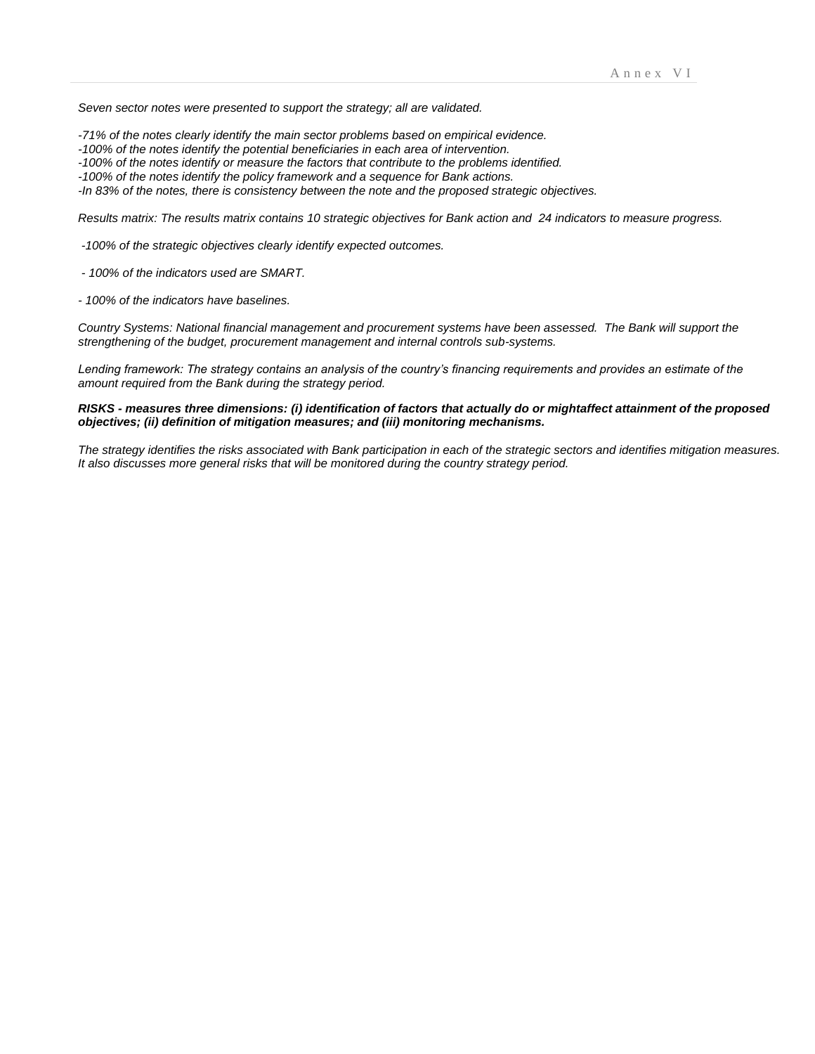*Seven sector notes were presented to support the strategy; all are validated.*

*-71% of the notes clearly identify the main sector problems based on empirical evidence.*
*-100% of the notes identify the potential beneficiaries in each area of intervention.*
*-100% of the notes identify or measure the factors that contribute to the problems identified.*
*-100% of the notes identify the policy framework and a sequence for Bank actions.*
*-In 83% of the notes, there is consistency between the note and the proposed strategic objectives.*

*Results matrix: The results matrix contains 10 strategic objectives for Bank action and 24 indicators to measure progress.*

*-100% of the strategic objectives clearly identify expected outcomes.*

*- 100% of the indicators used are SMART.*

*- 100% of the indicators have baselines.*

*Country Systems: National financial management and procurement systems have been assessed. The Bank will support the strengthening of the budget, procurement management and internal controls sub-systems.*

*Lending framework: The strategy contains an analysis of the country's financing requirements and provides an estimate of the amount required from the Bank during the strategy period.*

***RISKS - measures three dimensions: (i) identification of factors that actually do or mightaffect attainment of the proposed objectives; (ii) definition of mitigation measures; and (iii) monitoring mechanisms.***

*The strategy identifies the risks associated with Bank participation in each of the strategic sectors and identifies mitigation measures. It also discusses more general risks that will be monitored during the country strategy period.*